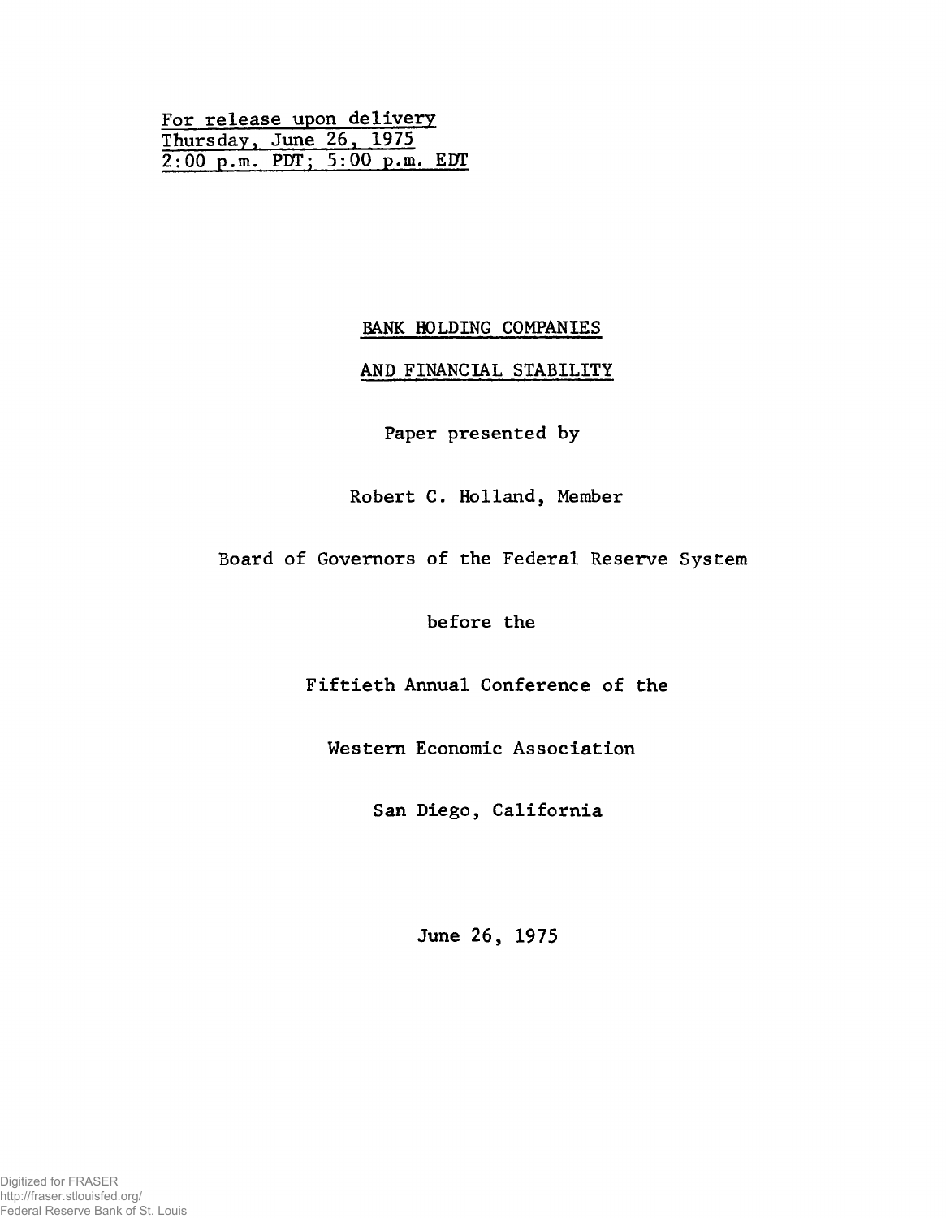For release upon delivery
Thursday, June 26, 1975
2:00 p.m. PDT; 5:00 p.m. EDT

# BANK HOLDING COMPANIES

# AND FINANCIAL STABILITY

Paper presented by

Robert C. Holland, Member

Board of Governors of the Federal Reserve System

before the

Fiftieth Annual Conference of the

Western Economic Association

San Diego, California

June 26, 1975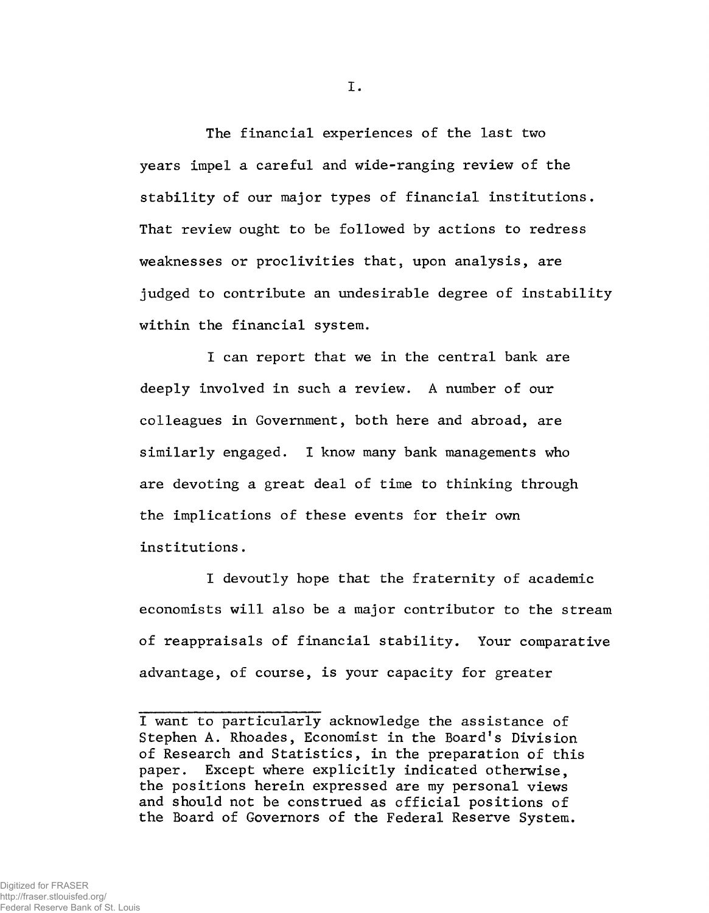# I.

The financial experiences of the last two years impel a careful and wide-ranging review of the stability of our major types of financial institutions. That review ought to be followed by actions to redress weaknesses or proclivities that, upon analysis, are judged to contribute an undesirable degree of instability within the financial system.

I can report that we in the central bank are deeply involved in such a review. A number of our colleagues in Government, both here and abroad, are similarly engaged. I know many bank managements who are devoting a great deal of time to thinking through the implications of these events for their own institutions.

I devoutly hope that the fraternity of academic economists will also be a major contributor to the stream of reappraisals of financial stability. Your comparative advantage, of course, is your capacity for greater

---

I want to particularly acknowledge the assistance of Stephen A. Rhoades, Economist in the Board's Division of Research and Statistics, in the preparation of this paper. Except where explicitly indicated otherwise, the positions herein expressed are my personal views and should not be construed as official positions of the Board of Governors of the Federal Reserve System.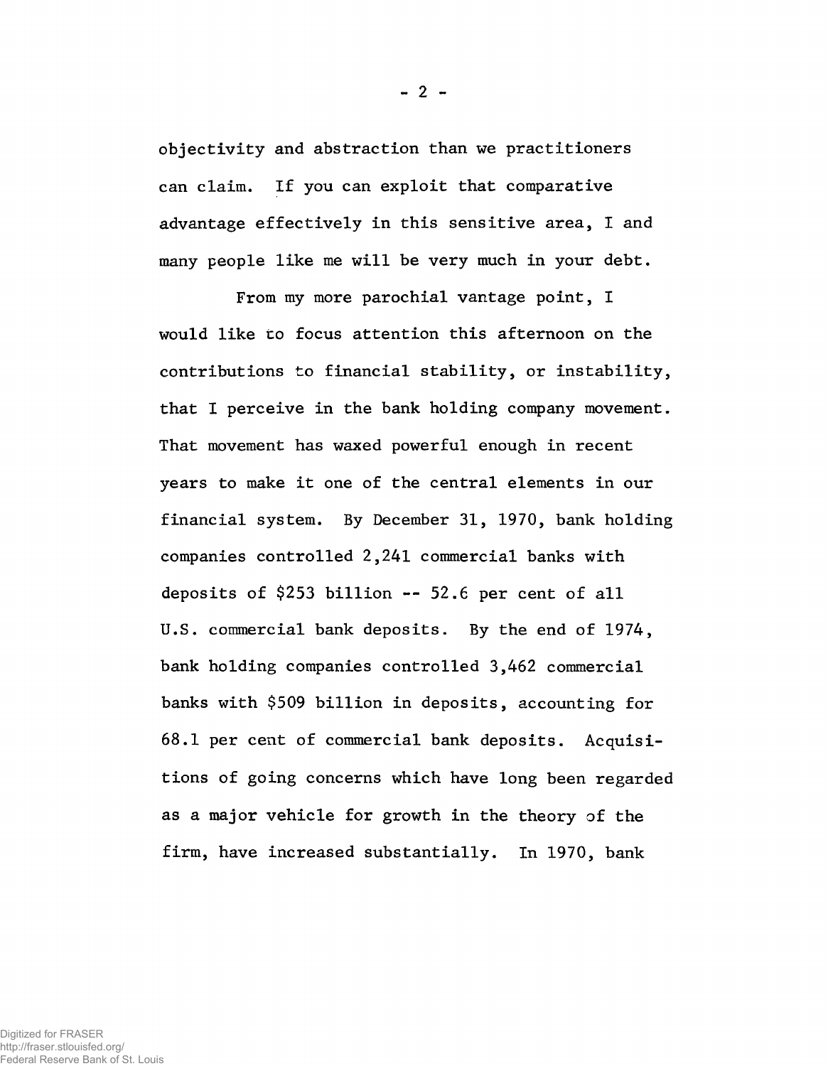objectivity and abstraction than we practitioners can claim. If you can exploit that comparative advantage effectively in this sensitive area, I and many people like me will be very much in your debt.

From my more parochial vantage point, I would like to focus attention this afternoon on the contributions to financial stability, or instability, that I perceive in the bank holding company movement. That movement has waxed powerful enough in recent years to make it one of the central elements in our financial system. By December 31, 1970, bank holding companies controlled 2,241 commercial banks with deposits of $253 billion -- 52.6 per cent of all U.S. commercial bank deposits. By the end of 1974, bank holding companies controlled 3,462 commercial banks with $509 billion in deposits, accounting for 68.1 per cent of commercial bank deposits. Acquisitions of going concerns which have long been regarded as a major vehicle for growth in the theory of the firm, have increased substantially. In 1970, bank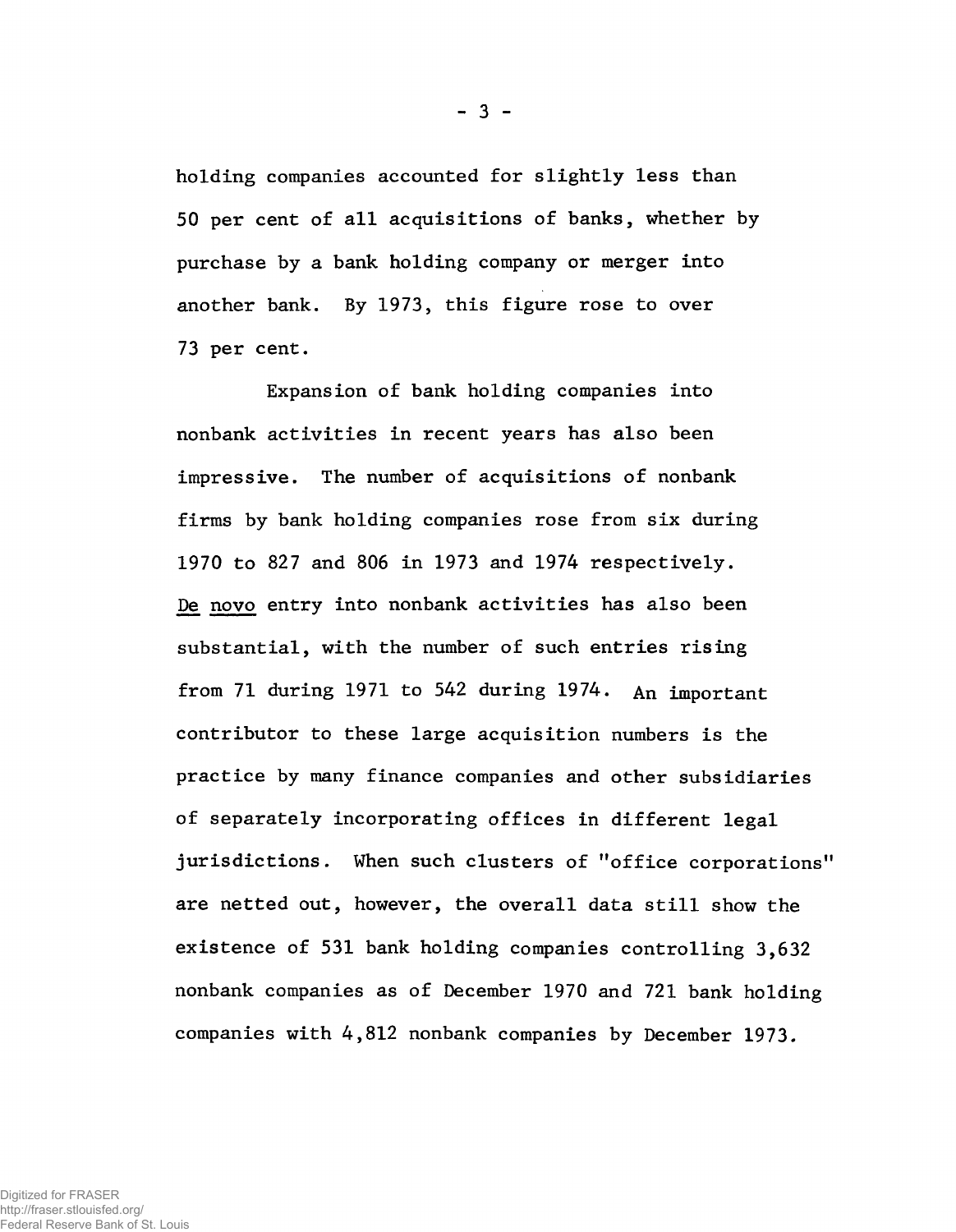holding companies accounted for slightly less than 50 per cent of all acquisitions of banks, whether by purchase by a bank holding company or merger into another bank. By 1973, this figure rose to over 73 per cent.

Expansion of bank holding companies into nonbank activities in recent years has also been impressive. The number of acquisitions of nonbank firms by bank holding companies rose from six during 1970 to 827 and 806 in 1973 and 1974 respectively. De novo entry into nonbank activities has also been substantial, with the number of such entries rising from 71 during 1971 to 542 during 1974. An important contributor to these large acquisition numbers is the practice by many finance companies and other subsidiaries of separately incorporating offices in different legal jurisdictions. When such clusters of "office corporations" are netted out, however, the overall data still show the existence of 531 bank holding companies controlling 3,632 nonbank companies as of December 1970 and 721 bank holding companies with 4,812 nonbank companies by December 1973.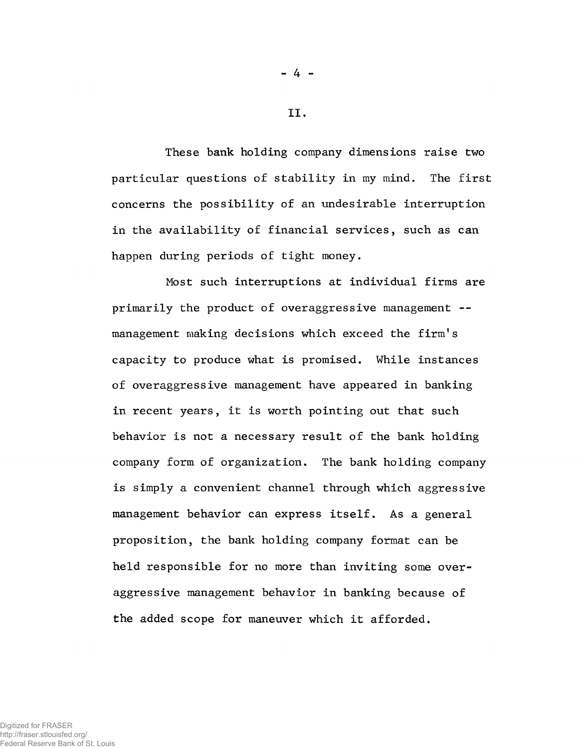## II.

These bank holding company dimensions raise two particular questions of stability in my mind. The first concerns the possibility of an undesirable interruption in the availability of financial services, such as can happen during periods of tight money.

Most such interruptions at individual firms are primarily the product of overaggressive management -- management making decisions which exceed the firm's capacity to produce what is promised. While instances of overaggressive management have appeared in banking in recent years, it is worth pointing out that such behavior is not a necessary result of the bank holding company form of organization. The bank holding company is simply a convenient channel through which aggressive management behavior can express itself. As a general proposition, the bank holding company format can be held responsible for no more than inviting some over-aggressive management behavior in banking because of the added scope for maneuver which it afforded.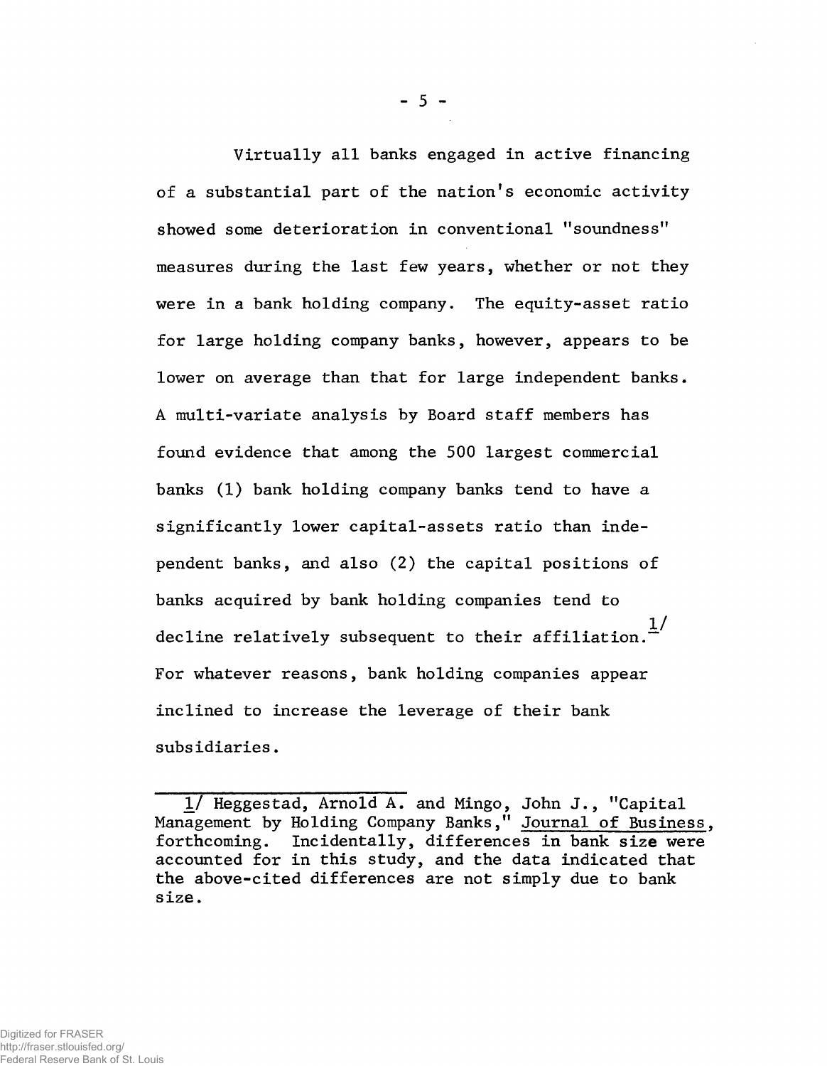Virtually all banks engaged in active financing of a substantial part of the nation's economic activity showed some deterioration in conventional "soundness" measures during the last few years, whether or not they were in a bank holding company. The equity-asset ratio for large holding company banks, however, appears to be lower on average than that for large independent banks. A multi-variate analysis by Board staff members has found evidence that among the 500 largest commercial banks (1) bank holding company banks tend to have a significantly lower capital-assets ratio than independent banks, and also (2) the capital positions of banks acquired by bank holding companies tend to decline relatively subsequent to their affiliation.[1/] For whatever reasons, bank holding companies appear inclined to increase the leverage of their bank subsidiaries.

---

1/ Heggestad, Arnold A. and Mingo, John J., "Capital Management by Holding Company Banks," Journal of Business, forthcoming. Incidentally, differences in bank size were accounted for in this study, and the data indicated that the above-cited differences are not simply due to bank size.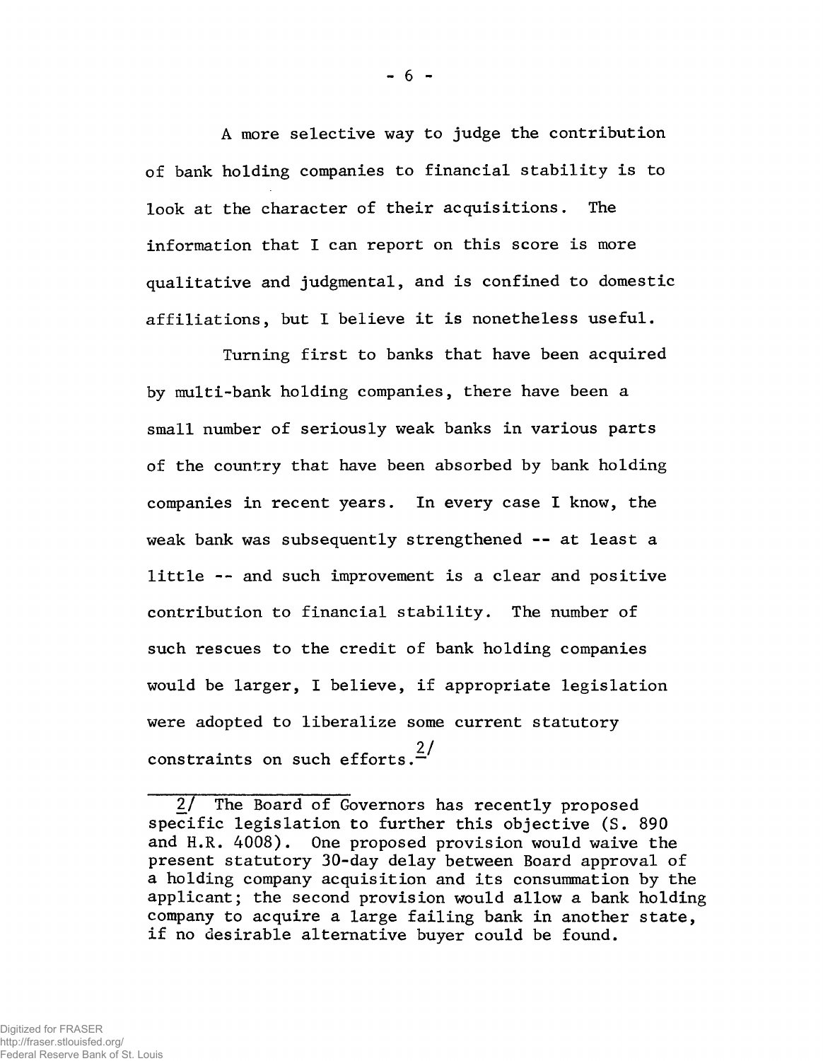A more selective way to judge the contribution of bank holding companies to financial stability is to look at the character of their acquisitions. The information that I can report on this score is more qualitative and judgmental, and is confined to domestic affiliations, but I believe it is nonetheless useful.

Turning first to banks that have been acquired by multi-bank holding companies, there have been a small number of seriously weak banks in various parts of the country that have been absorbed by bank holding companies in recent years. In every case I know, the weak bank was subsequently strengthened -- at least a little -- and such improvement is a clear and positive contribution to financial stability. The number of such rescues to the credit of bank holding companies would be larger, I believe, if appropriate legislation were adopted to liberalize some current statutory constraints on such efforts.[2/]

---

2/ The Board of Governors has recently proposed specific legislation to further this objective (S. 890 and H.R. 4008). One proposed provision would waive the present statutory 30-day delay between Board approval of a holding company acquisition and its consummation by the applicant; the second provision would allow a bank holding company to acquire a large failing bank in another state, if no desirable alternative buyer could be found.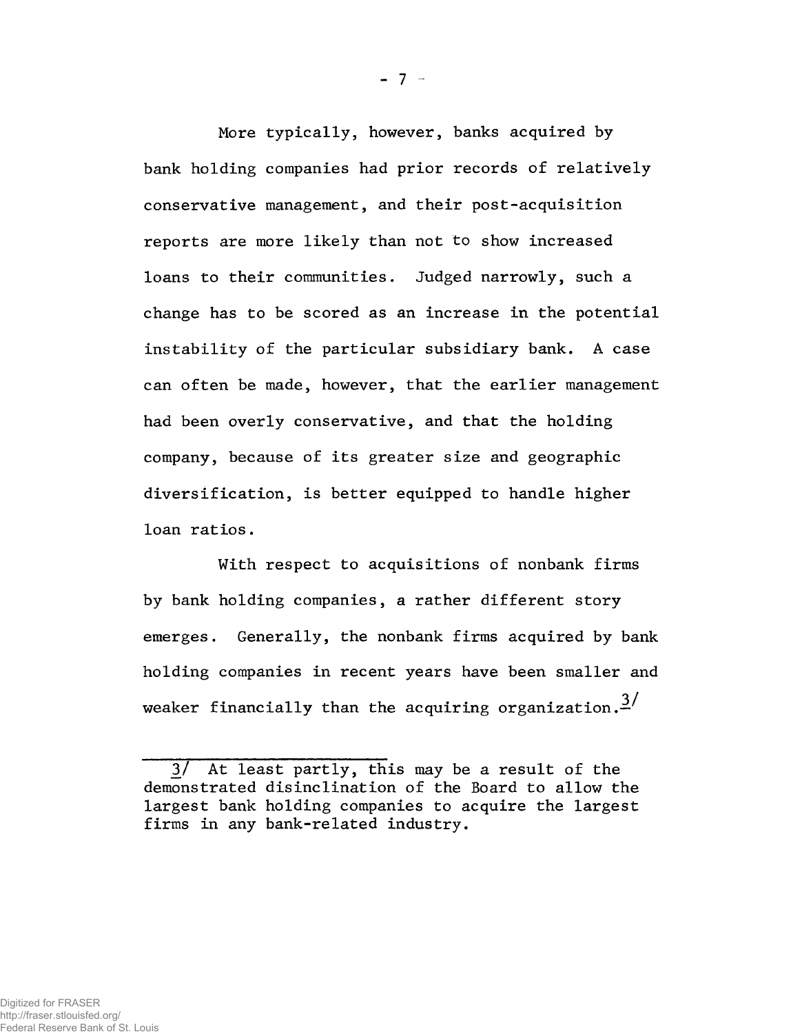More typically, however, banks acquired by bank holding companies had prior records of relatively conservative management, and their post-acquisition reports are more likely than not to show increased loans to their communities. Judged narrowly, such a change has to be scored as an increase in the potential instability of the particular subsidiary bank. A case can often be made, however, that the earlier management had been overly conservative, and that the holding company, because of its greater size and geographic diversification, is better equipped to handle higher loan ratios.

With respect to acquisitions of nonbank firms by bank holding companies, a rather different story emerges. Generally, the nonbank firms acquired by bank holding companies in recent years have been smaller and weaker financially than the acquiring organization.[3/]

---

3/ At least partly, this may be a result of the demonstrated disinclination of the Board to allow the largest bank holding companies to acquire the largest firms in any bank-related industry.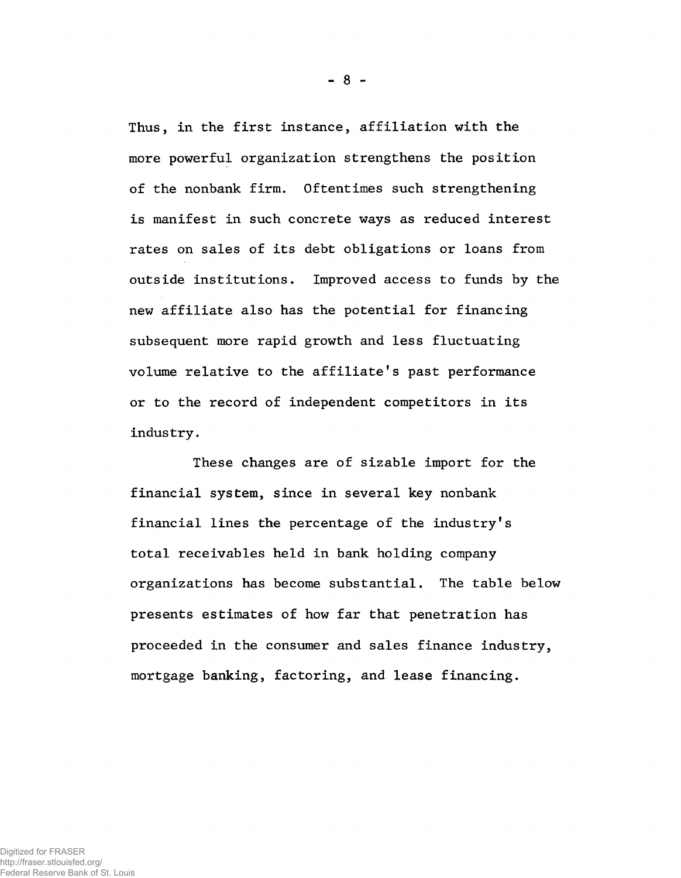Thus, in the first instance, affiliation with the more powerful organization strengthens the position of the nonbank firm. Oftentimes such strengthening is manifest in such concrete ways as reduced interest rates on sales of its debt obligations or loans from outside institutions. Improved access to funds by the new affiliate also has the potential for financing subsequent more rapid growth and less fluctuating volume relative to the affiliate's past performance or to the record of independent competitors in its industry.

These changes are of sizable import for the financial system, since in several key nonbank financial lines the percentage of the industry's total receivables held in bank holding company organizations has become substantial. The table below presents estimates of how far that penetration has proceeded in the consumer and sales finance industry, mortgage banking, factoring, and lease financing.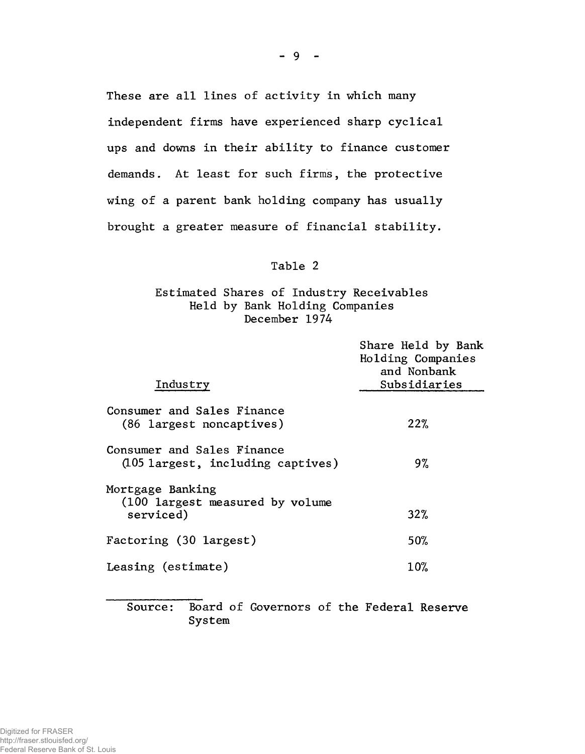These are all lines of activity in which many independent firms have experienced sharp cyclical ups and downs in their ability to finance customer demands. At least for such firms, the protective wing of a parent bank holding company has usually brought a greater measure of financial stability.

Table 2

Estimated Shares of Industry Receivables
Held by Bank Holding Companies
December 1974

| Industry | Share Held by Bank Holding Companies and Nonbank Subsidiaries |
|---|---|
| Consumer and Sales Finance (86 largest noncaptives) | 22% |
| Consumer and Sales Finance (105 largest, including captives) | 9% |
| Mortgage Banking (100 largest measured by volume serviced) | 32% |
| Factoring (30 largest) | 50% |
| Leasing (estimate) | 10% |

Source: Board of Governors of the Federal Reserve System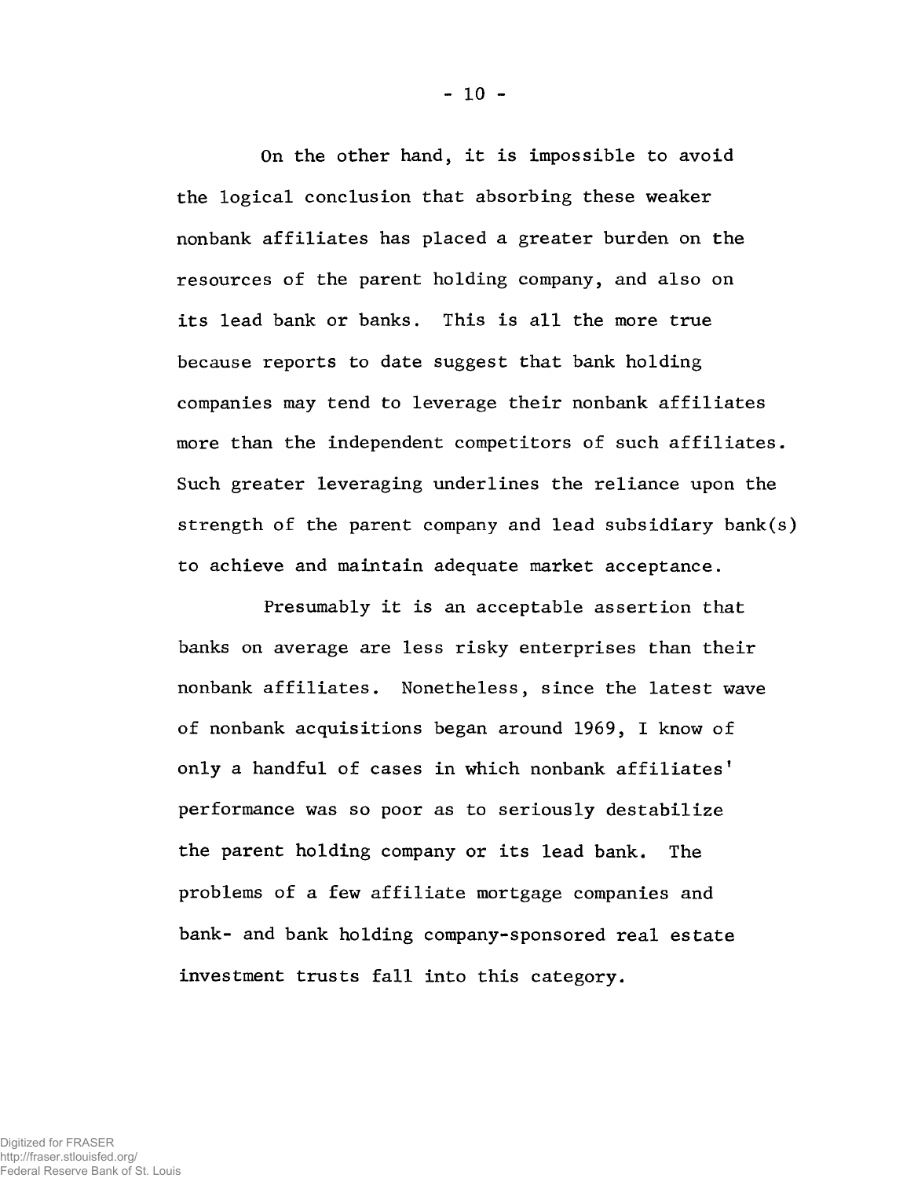On the other hand, it is impossible to avoid the logical conclusion that absorbing these weaker nonbank affiliates has placed a greater burden on the resources of the parent holding company, and also on its lead bank or banks. This is all the more true because reports to date suggest that bank holding companies may tend to leverage their nonbank affiliates more than the independent competitors of such affiliates. Such greater leveraging underlines the reliance upon the strength of the parent company and lead subsidiary bank(s) to achieve and maintain adequate market acceptance.

Presumably it is an acceptable assertion that banks on average are less risky enterprises than their nonbank affiliates. Nonetheless, since the latest wave of nonbank acquisitions began around 1969, I know of only a handful of cases in which nonbank affiliates' performance was so poor as to seriously destabilize the parent holding company or its lead bank. The problems of a few affiliate mortgage companies and bank- and bank holding company-sponsored real estate investment trusts fall into this category.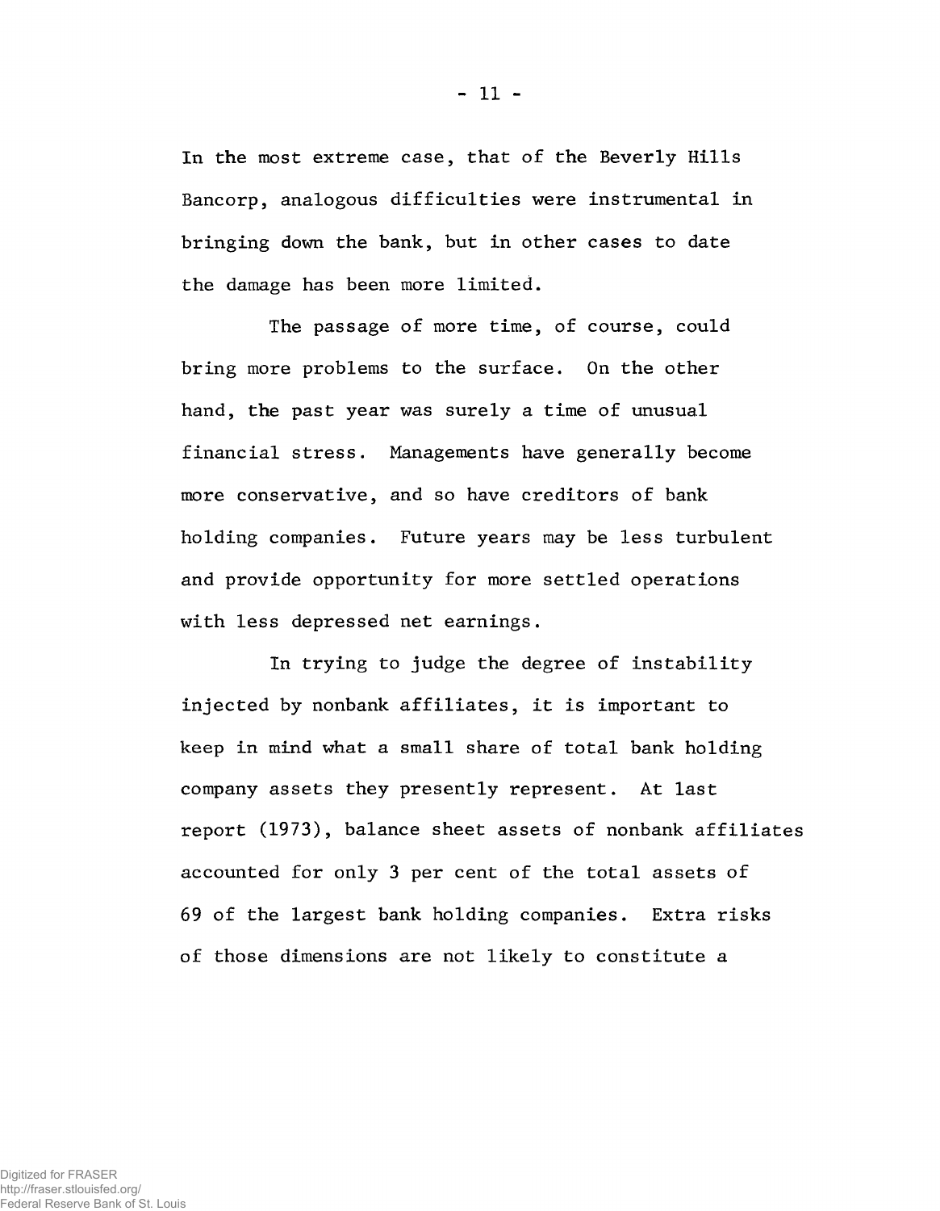In the most extreme case, that of the Beverly Hills Bancorp, analogous difficulties were instrumental in bringing down the bank, but in other cases to date the damage has been more limited.

The passage of more time, of course, could bring more problems to the surface. On the other hand, the past year was surely a time of unusual financial stress. Managements have generally become more conservative, and so have creditors of bank holding companies. Future years may be less turbulent and provide opportunity for more settled operations with less depressed net earnings.

In trying to judge the degree of instability injected by nonbank affiliates, it is important to keep in mind what a small share of total bank holding company assets they presently represent. At last report (1973), balance sheet assets of nonbank affiliates accounted for only 3 per cent of the total assets of 69 of the largest bank holding companies. Extra risks of those dimensions are not likely to constitute a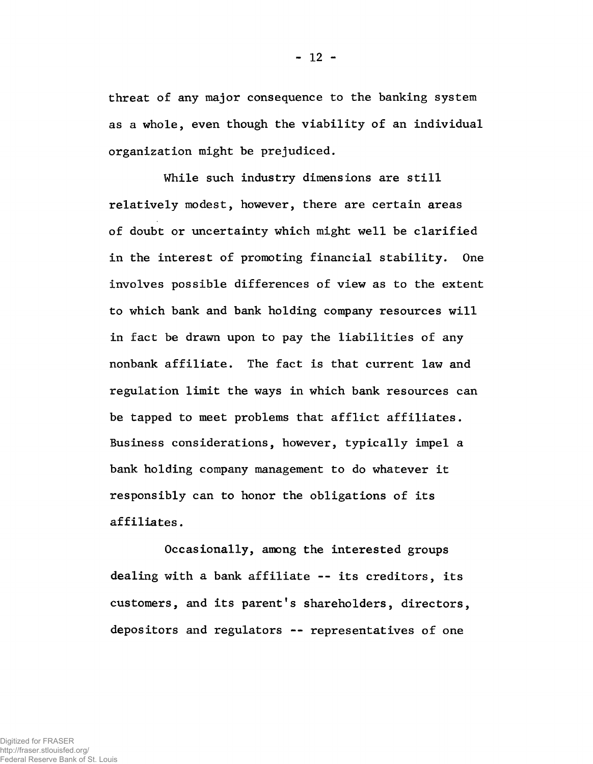threat of any major consequence to the banking system as a whole, even though the viability of an individual organization might be prejudiced.

While such industry dimensions are still relatively modest, however, there are certain areas of doubt or uncertainty which might well be clarified in the interest of promoting financial stability. One involves possible differences of view as to the extent to which bank and bank holding company resources will in fact be drawn upon to pay the liabilities of any nonbank affiliate. The fact is that current law and regulation limit the ways in which bank resources can be tapped to meet problems that afflict affiliates. Business considerations, however, typically impel a bank holding company management to do whatever it responsibly can to honor the obligations of its affiliates.

Occasionally, among the interested groups dealing with a bank affiliate -- its creditors, its customers, and its parent's shareholders, directors, depositors and regulators -- representatives of one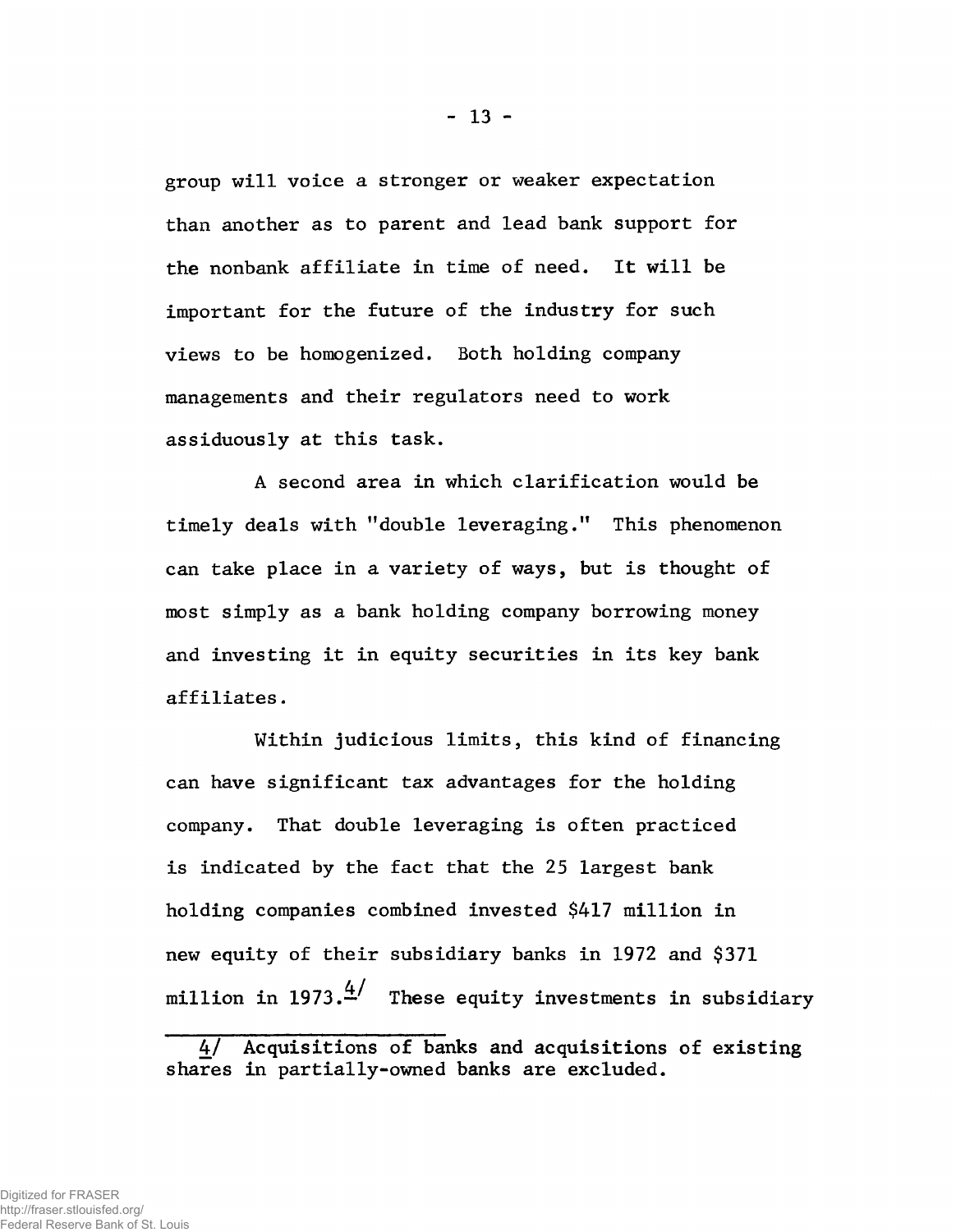group will voice a stronger or weaker expectation than another as to parent and lead bank support for the nonbank affiliate in time of need. It will be important for the future of the industry for such views to be homogenized. Both holding company managements and their regulators need to work assiduously at this task.

A second area in which clarification would be timely deals with "double leveraging." This phenomenon can take place in a variety of ways, but is thought of most simply as a bank holding company borrowing money and investing it in equity securities in its key bank affiliates.

Within judicious limits, this kind of financing can have significant tax advantages for the holding company. That double leveraging is often practiced is indicated by the fact that the 25 largest bank holding companies combined invested $417 million in new equity of their subsidiary banks in 1972 and $371 million in 1973.[4/] These equity investments in subsidiary

---

4/ Acquisitions of banks and acquisitions of existing shares in partially-owned banks are excluded.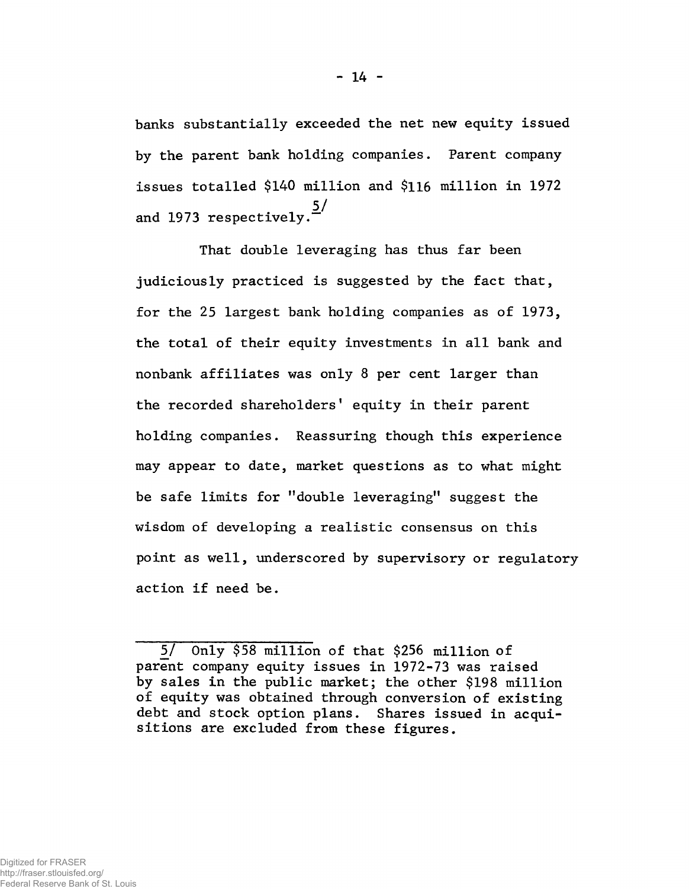banks substantially exceeded the net new equity issued by the parent bank holding companies. Parent company issues totalled \$140 million and \$116 million in 1972 and 1973 respectively.[5/]

That double leveraging has thus far been judiciously practiced is suggested by the fact that, for the 25 largest bank holding companies as of 1973, the total of their equity investments in all bank and nonbank affiliates was only 8 per cent larger than the recorded shareholders' equity in their parent holding companies. Reassuring though this experience may appear to date, market questions as to what might be safe limits for "double leveraging" suggest the wisdom of developing a realistic consensus on this point as well, underscored by supervisory or regulatory action if need be.

---

5/ Only \$58 million of that \$256 million of parent company equity issues in 1972-73 was raised by sales in the public market; the other \$198 million of equity was obtained through conversion of existing debt and stock option plans. Shares issued in acquisitions are excluded from these figures.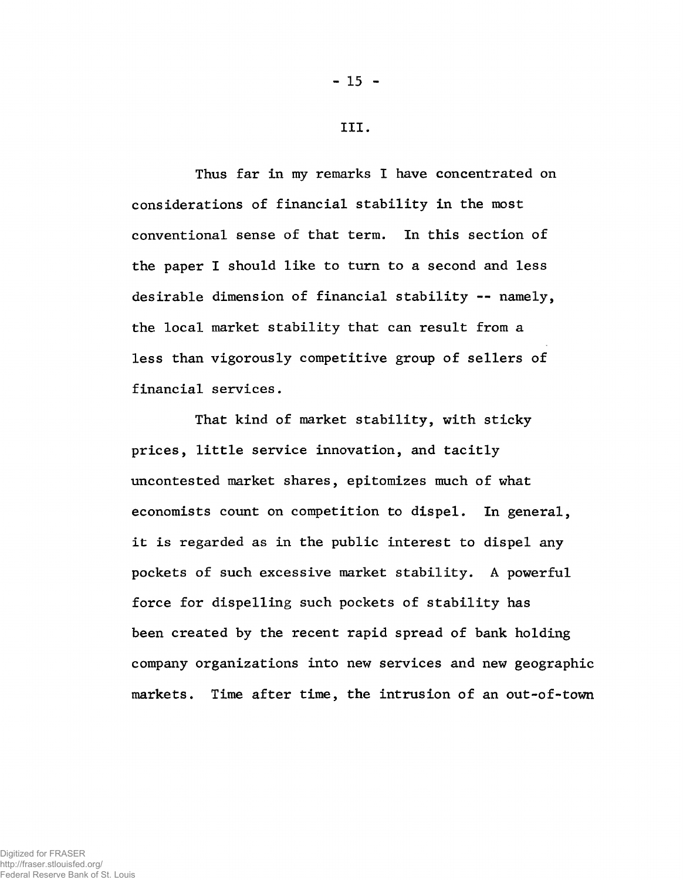## III.

Thus far in my remarks I have concentrated on considerations of financial stability in the most conventional sense of that term. In this section of the paper I should like to turn to a second and less desirable dimension of financial stability -- namely, the local market stability that can result from a less than vigorously competitive group of sellers of financial services.

That kind of market stability, with sticky prices, little service innovation, and tacitly uncontested market shares, epitomizes much of what economists count on competition to dispel. In general, it is regarded as in the public interest to dispel any pockets of such excessive market stability. A powerful force for dispelling such pockets of stability has been created by the recent rapid spread of bank holding company organizations into new services and new geographic markets. Time after time, the intrusion of an out-of-town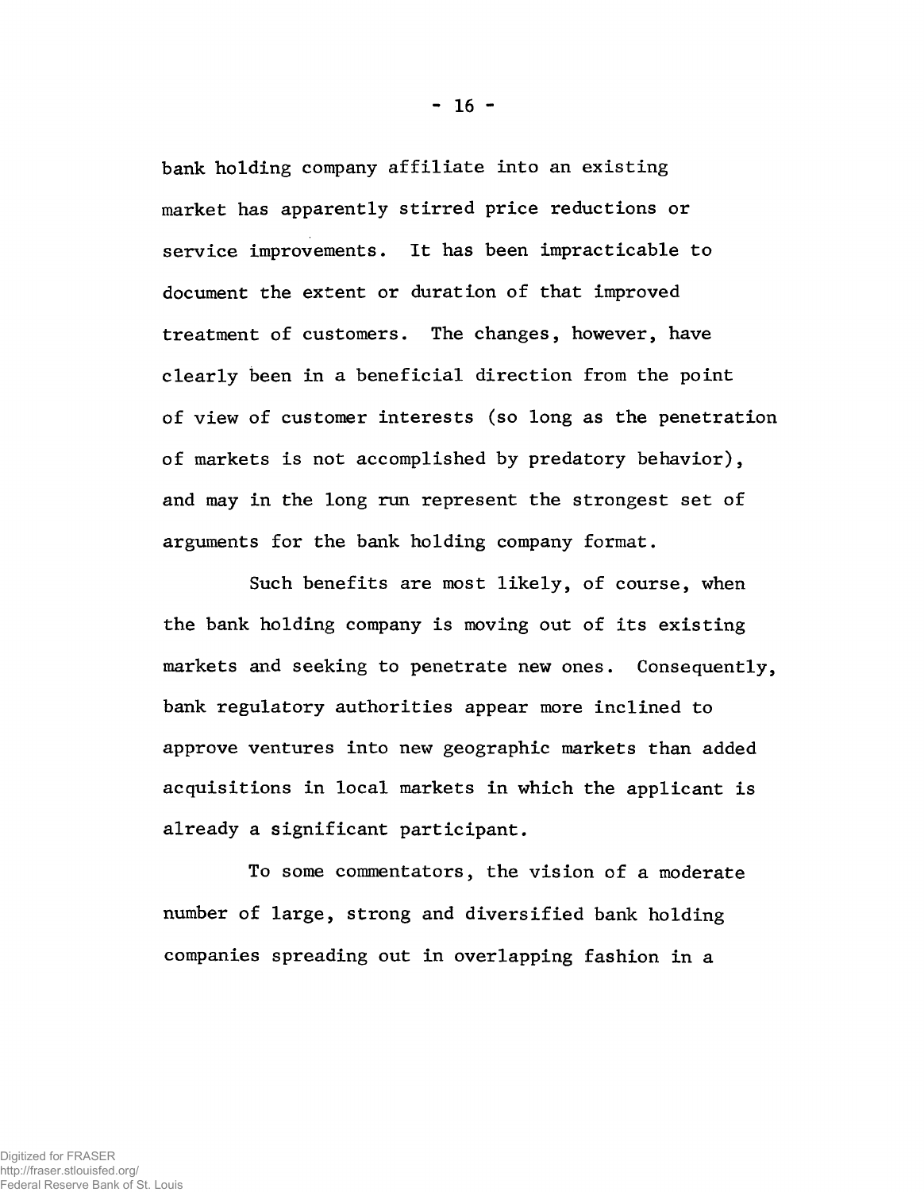bank holding company affiliate into an existing market has apparently stirred price reductions or service improvements. It has been impracticable to document the extent or duration of that improved treatment of customers. The changes, however, have clearly been in a beneficial direction from the point of view of customer interests (so long as the penetration of markets is not accomplished by predatory behavior), and may in the long run represent the strongest set of arguments for the bank holding company format.

Such benefits are most likely, of course, when the bank holding company is moving out of its existing markets and seeking to penetrate new ones. Consequently, bank regulatory authorities appear more inclined to approve ventures into new geographic markets than added acquisitions in local markets in which the applicant is already a significant participant.

To some commentators, the vision of a moderate number of large, strong and diversified bank holding companies spreading out in overlapping fashion in a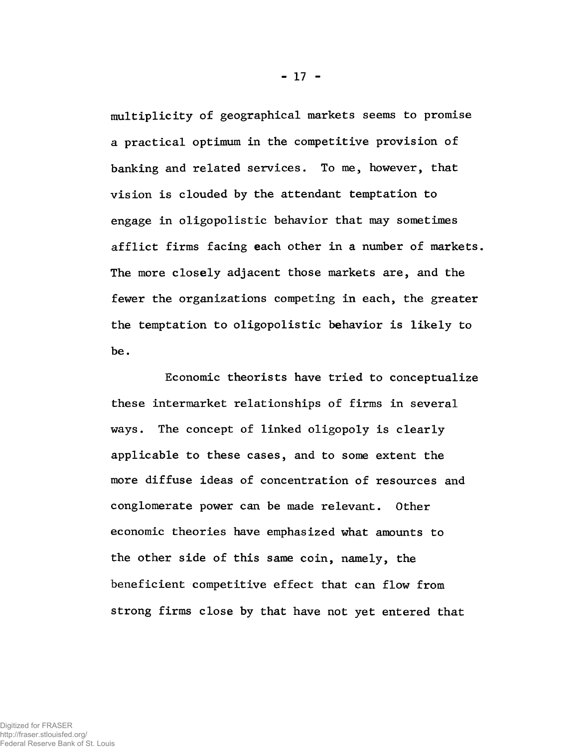multiplicity of geographical markets seems to promise a practical optimum in the competitive provision of banking and related services. To me, however, that vision is clouded by the attendant temptation to engage in oligopolistic behavior that may sometimes afflict firms facing each other in a number of markets. The more closely adjacent those markets are, and the fewer the organizations competing in each, the greater the temptation to oligopolistic behavior is likely to be.

Economic theorists have tried to conceptualize these intermarket relationships of firms in several ways. The concept of linked oligopoly is clearly applicable to these cases, and to some extent the more diffuse ideas of concentration of resources and conglomerate power can be made relevant. Other economic theories have emphasized what amounts to the other side of this same coin, namely, the beneficient competitive effect that can flow from strong firms close by that have not yet entered that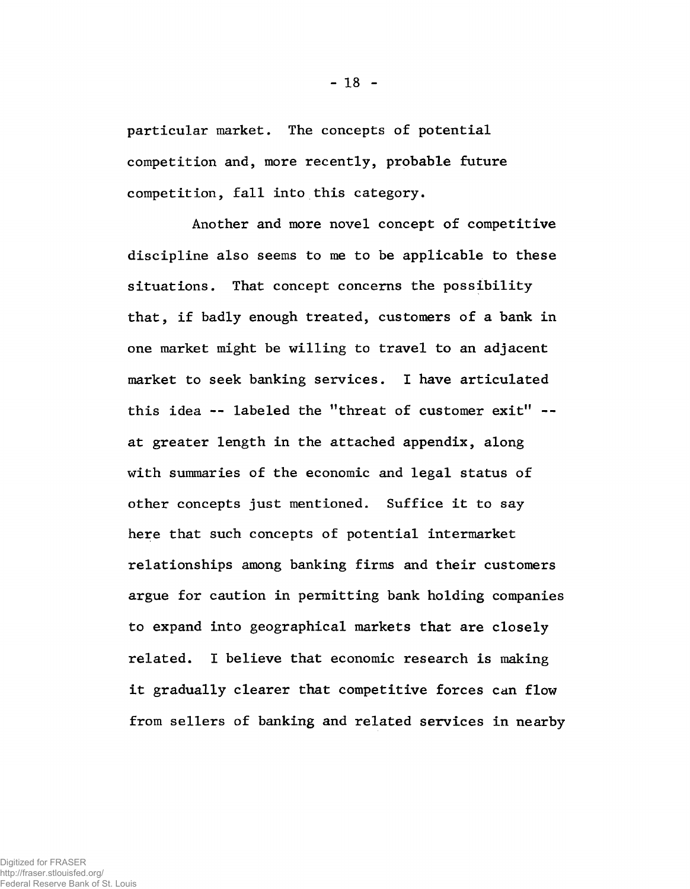particular market. The concepts of potential competition and, more recently, probable future competition, fall into this category.

Another and more novel concept of competitive discipline also seems to me to be applicable to these situations. That concept concerns the possibility that, if badly enough treated, customers of a bank in one market might be willing to travel to an adjacent market to seek banking services. I have articulated this idea -- labeled the "threat of customer exit" -- at greater length in the attached appendix, along with summaries of the economic and legal status of other concepts just mentioned. Suffice it to say here that such concepts of potential intermarket relationships among banking firms and their customers argue for caution in permitting bank holding companies to expand into geographical markets that are closely related. I believe that economic research is making it gradually clearer that competitive forces can flow from sellers of banking and related services in nearby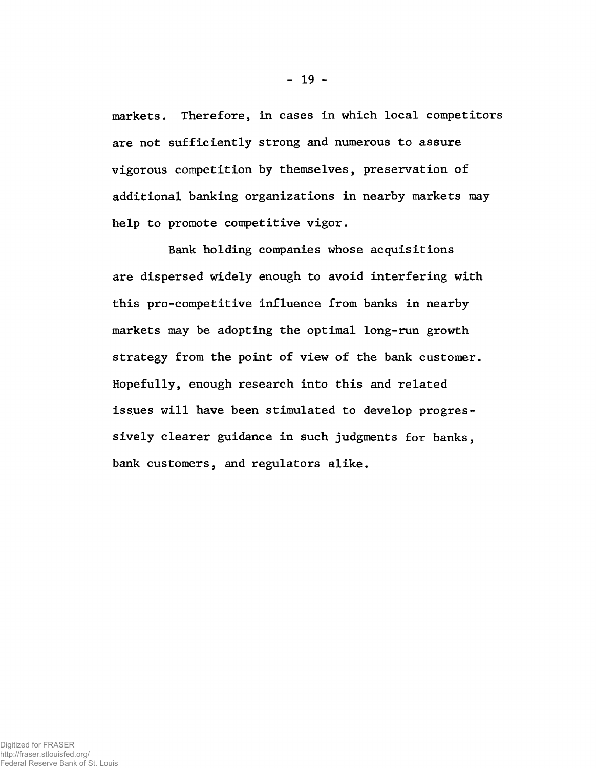markets. Therefore, in cases in which local competitors are not sufficiently strong and numerous to assure vigorous competition by themselves, preservation of additional banking organizations in nearby markets may help to promote competitive vigor.

Bank holding companies whose acquisitions are dispersed widely enough to avoid interfering with this pro-competitive influence from banks in nearby markets may be adopting the optimal long-run growth strategy from the point of view of the bank customer. Hopefully, enough research into this and related issues will have been stimulated to develop progressively clearer guidance in such judgments for banks, bank customers, and regulators alike.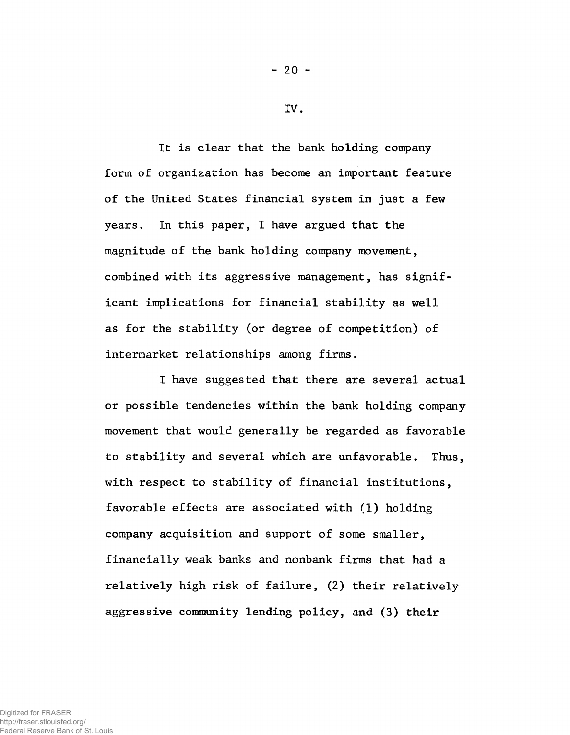## IV.

It is clear that the bank holding company form of organization has become an important feature of the United States financial system in just a few years. In this paper, I have argued that the magnitude of the bank holding company movement, combined with its aggressive management, has significant implications for financial stability as well as for the stability (or degree of competition) of intermarket relationships among firms.

I have suggested that there are several actual or possible tendencies within the bank holding company movement that would generally be regarded as favorable to stability and several which are unfavorable. Thus, with respect to stability of financial institutions, favorable effects are associated with (1) holding company acquisition and support of some smaller, financially weak banks and nonbank firms that had a relatively high risk of failure, (2) their relatively aggressive community lending policy, and (3) their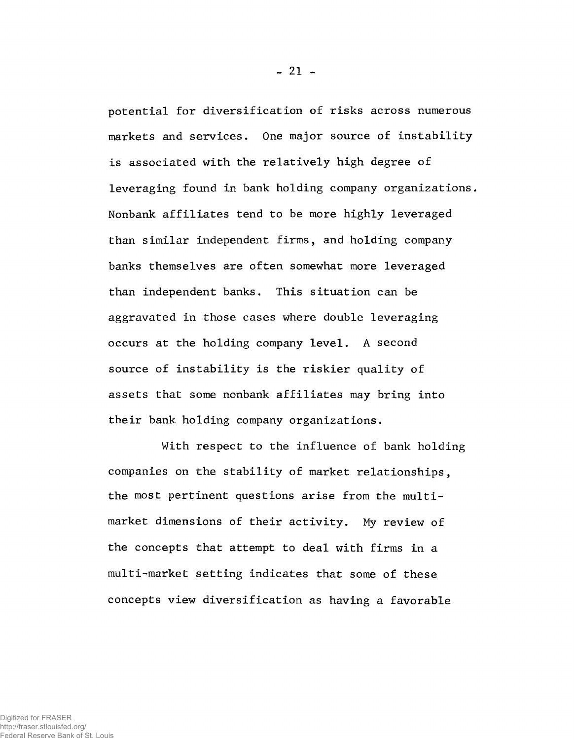potential for diversification of risks across numerous markets and services. One major source of instability is associated with the relatively high degree of leveraging found in bank holding company organizations. Nonbank affiliates tend to be more highly leveraged than similar independent firms, and holding company banks themselves are often somewhat more leveraged than independent banks. This situation can be aggravated in those cases where double leveraging occurs at the holding company level. A second source of instability is the riskier quality of assets that some nonbank affiliates may bring into their bank holding company organizations.

With respect to the influence of bank holding companies on the stability of market relationships, the most pertinent questions arise from the multi-market dimensions of their activity. My review of the concepts that attempt to deal with firms in a multi-market setting indicates that some of these concepts view diversification as having a favorable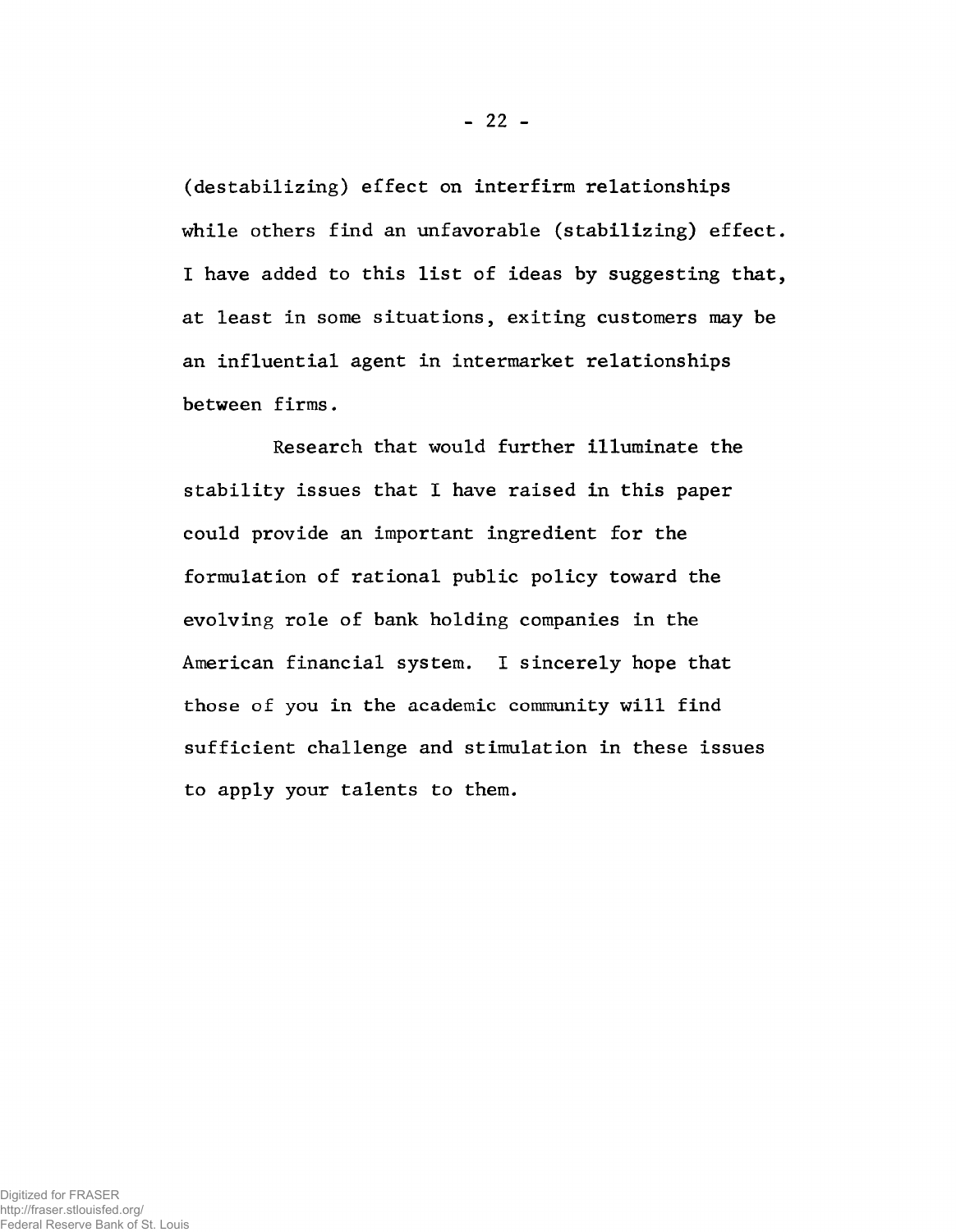(destabilizing) effect on interfirm relationships while others find an unfavorable (stabilizing) effect. I have added to this list of ideas by suggesting that, at least in some situations, exiting customers may be an influential agent in intermarket relationships between firms.

Research that would further illuminate the stability issues that I have raised in this paper could provide an important ingredient for the formulation of rational public policy toward the evolving role of bank holding companies in the American financial system. I sincerely hope that those of you in the academic community will find sufficient challenge and stimulation in these issues to apply your talents to them.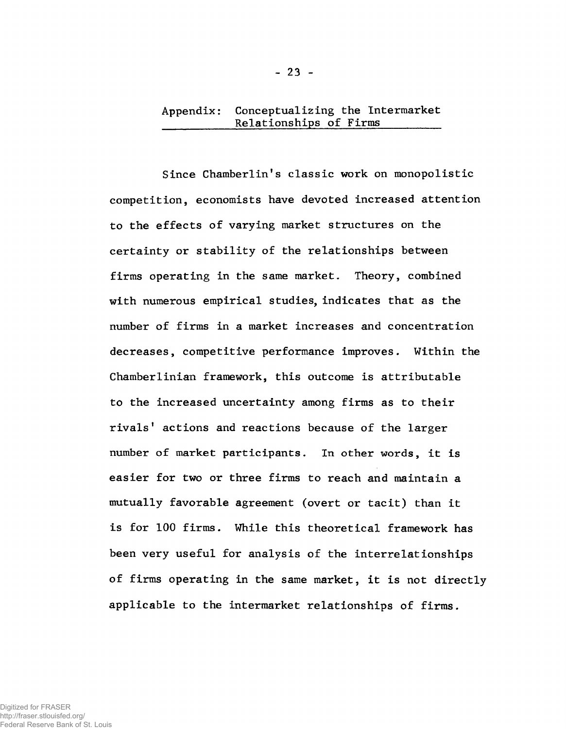## Appendix: Conceptualizing the Intermarket Relationships of Firms

Since Chamberlin's classic work on monopolistic competition, economists have devoted increased attention to the effects of varying market structures on the certainty or stability of the relationships between firms operating in the same market. Theory, combined with numerous empirical studies, indicates that as the number of firms in a market increases and concentration decreases, competitive performance improves. Within the Chamberlinian framework, this outcome is attributable to the increased uncertainty among firms as to their rivals' actions and reactions because of the larger number of market participants. In other words, it is easier for two or three firms to reach and maintain a mutually favorable agreement (overt or tacit) than it is for 100 firms. While this theoretical framework has been very useful for analysis of the interrelationships of firms operating in the same market, it is not directly applicable to the intermarket relationships of firms.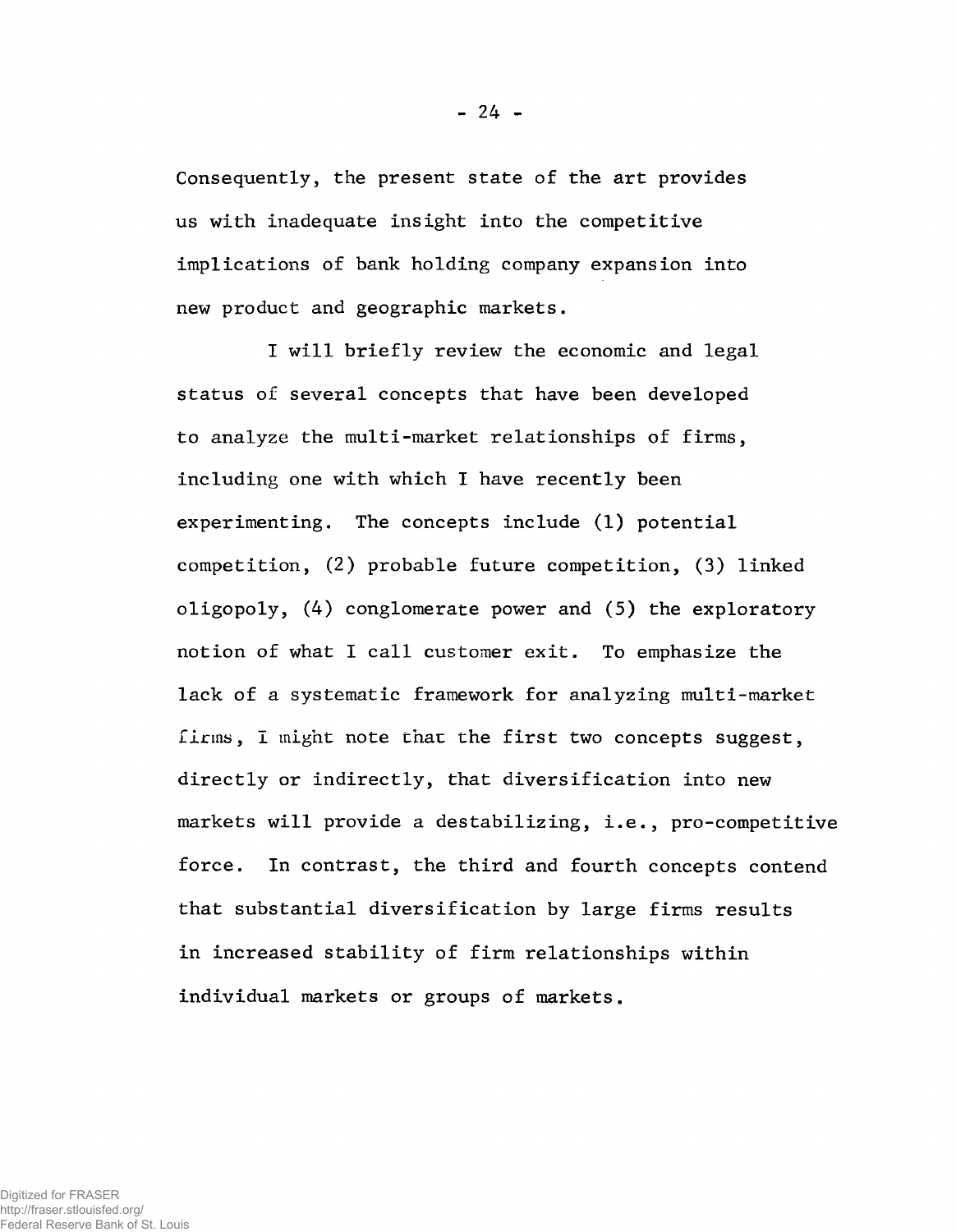Consequently, the present state of the art provides us with inadequate insight into the competitive implications of bank holding company expansion into new product and geographic markets.

I will briefly review the economic and legal status of several concepts that have been developed to analyze the multi-market relationships of firms, including one with which I have recently been experimenting. The concepts include (1) potential competition, (2) probable future competition, (3) linked oligopoly, (4) conglomerate power and (5) the exploratory notion of what I call customer exit. To emphasize the lack of a systematic framework for analyzing multi-market firms, I might note that the first two concepts suggest, directly or indirectly, that diversification into new markets will provide a destabilizing, i.e., pro-competitive force. In contrast, the third and fourth concepts contend that substantial diversification by large firms results in increased stability of firm relationships within individual markets or groups of markets.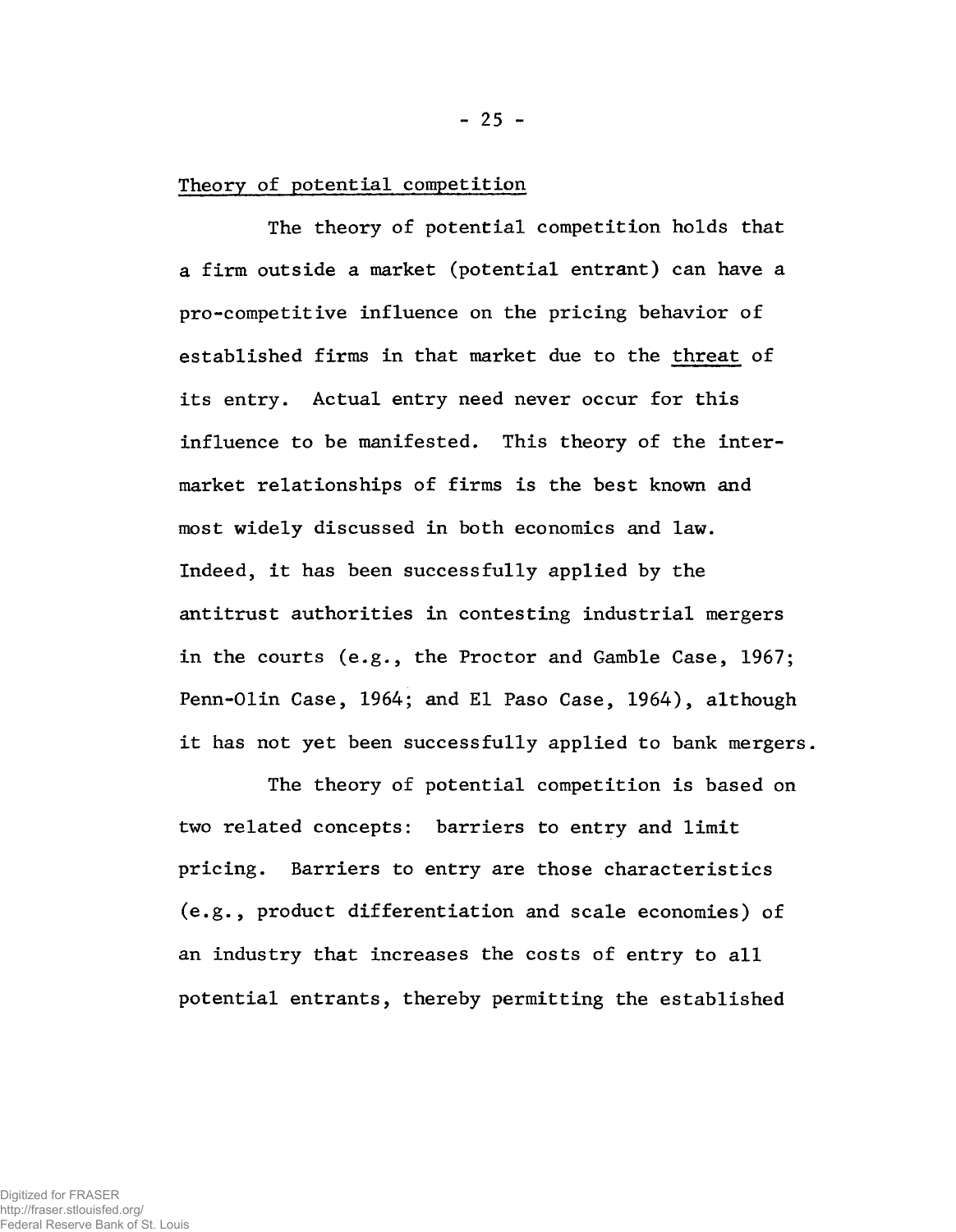Theory of potential competition

The theory of potential competition holds that a firm outside a market (potential entrant) can have a pro-competitive influence on the pricing behavior of established firms in that market due to the threat of its entry. Actual entry need never occur for this influence to be manifested. This theory of the inter-market relationships of firms is the best known and most widely discussed in both economics and law. Indeed, it has been successfully applied by the antitrust authorities in contesting industrial mergers in the courts (e.g., the Proctor and Gamble Case, 1967; Penn-Olin Case, 1964; and El Paso Case, 1964), although it has not yet been successfully applied to bank mergers.

The theory of potential competition is based on two related concepts: barriers to entry and limit pricing. Barriers to entry are those characteristics (e.g., product differentiation and scale economies) of an industry that increases the costs of entry to all potential entrants, thereby permitting the established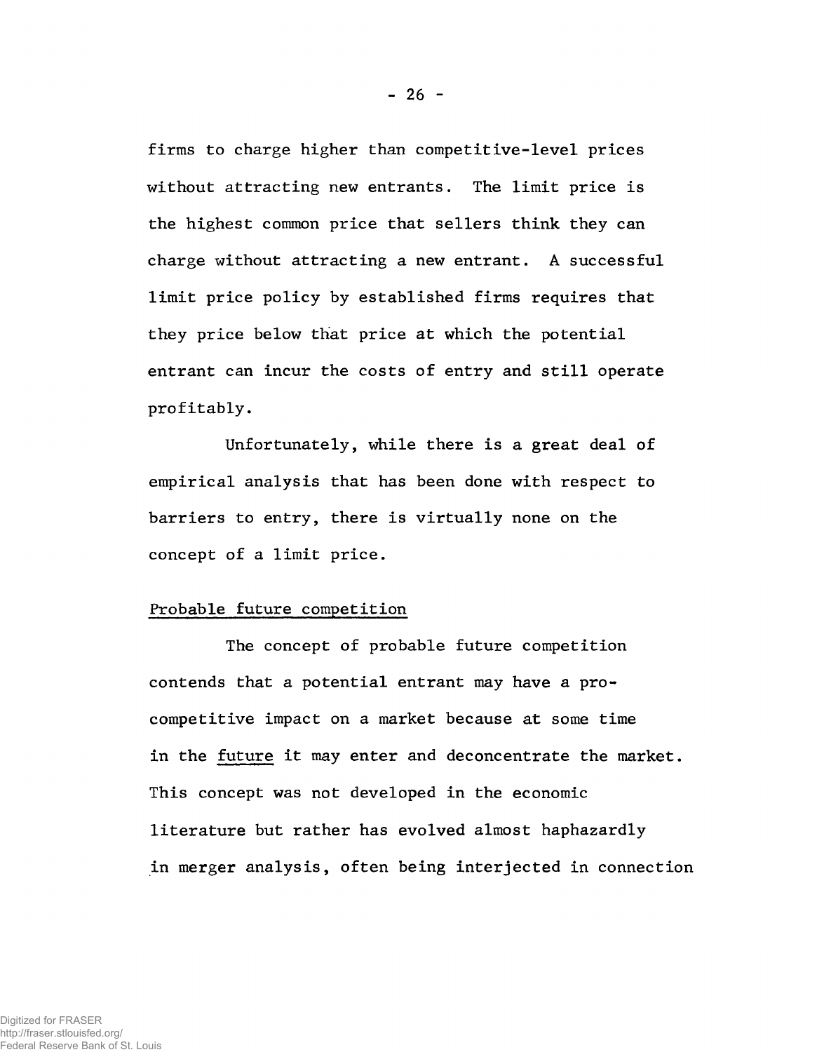firms to charge higher than competitive-level prices without attracting new entrants. The limit price is the highest common price that sellers think they can charge without attracting a new entrant. A successful limit price policy by established firms requires that they price below that price at which the potential entrant can incur the costs of entry and still operate profitably.

Unfortunately, while there is a great deal of empirical analysis that has been done with respect to barriers to entry, there is virtually none on the concept of a limit price.

Probable future competition

The concept of probable future competition contends that a potential entrant may have a pro-competitive impact on a market because at some time in the future it may enter and deconcentrate the market. This concept was not developed in the economic literature but rather has evolved almost haphazardly in merger analysis, often being interjected in connection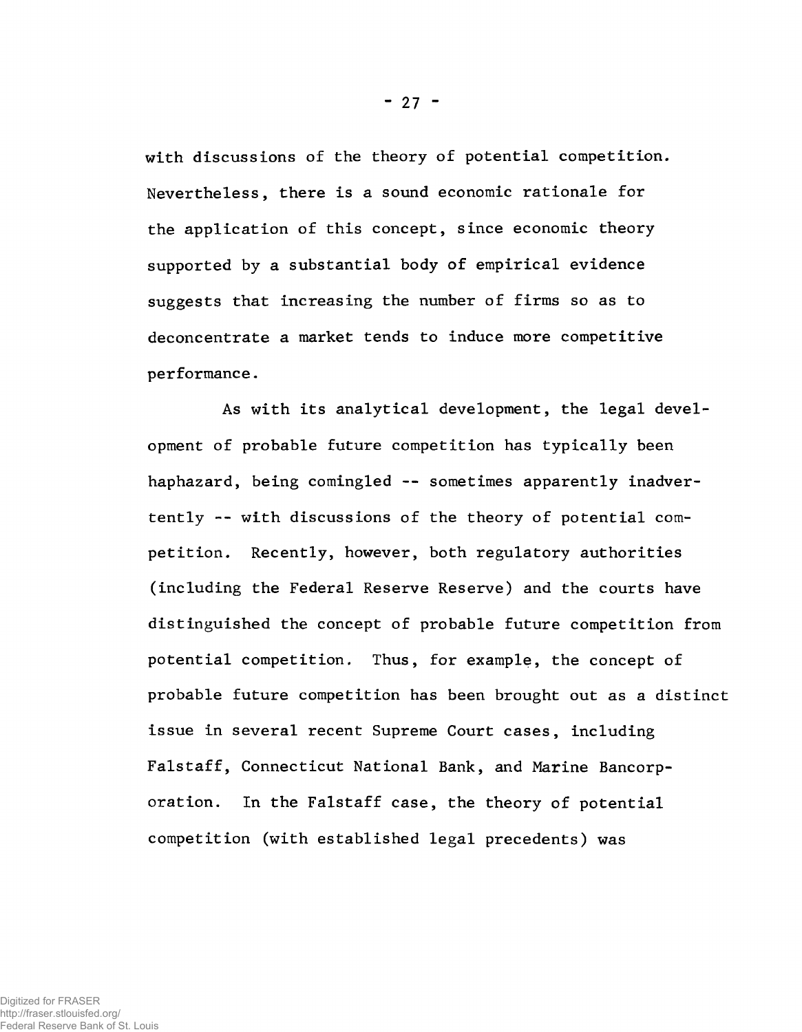with discussions of the theory of potential competition. Nevertheless, there is a sound economic rationale for the application of this concept, since economic theory supported by a substantial body of empirical evidence suggests that increasing the number of firms so as to deconcentrate a market tends to induce more competitive performance.

As with its analytical development, the legal development of probable future competition has typically been haphazard, being comingled -- sometimes apparently inadvertently -- with discussions of the theory of potential competition. Recently, however, both regulatory authorities (including the Federal Reserve Reserve) and the courts have distinguished the concept of probable future competition from potential competition. Thus, for example, the concept of probable future competition has been brought out as a distinct issue in several recent Supreme Court cases, including Falstaff, Connecticut National Bank, and Marine Bancorporation. In the Falstaff case, the theory of potential competition (with established legal precedents) was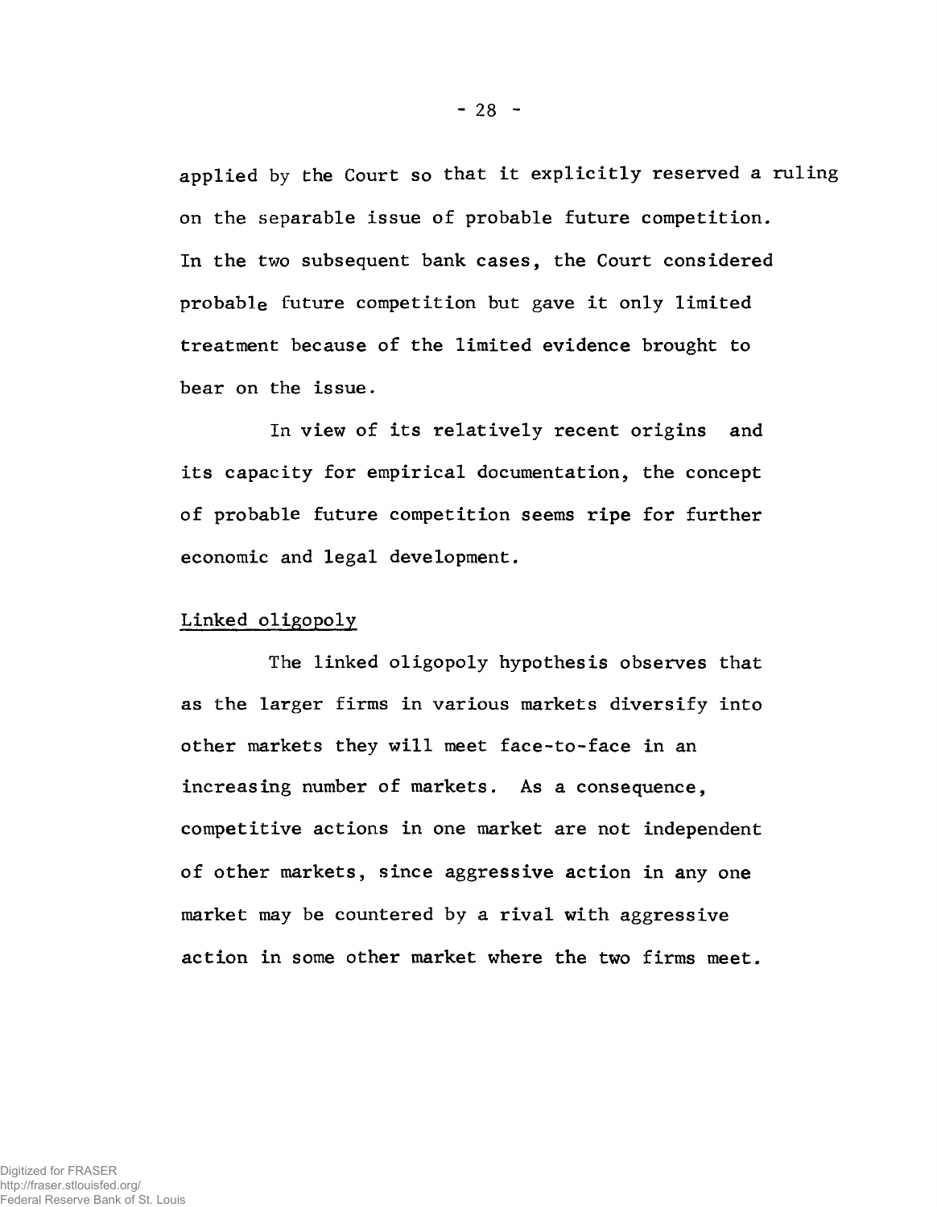applied by the Court so that it explicitly reserved a ruling on the separable issue of probable future competition. In the two subsequent bank cases, the Court considered probable future competition but gave it only limited treatment because of the limited evidence brought to bear on the issue.

In view of its relatively recent origins and its capacity for empirical documentation, the concept of probable future competition seems ripe for further economic and legal development.

### Linked oligopoly

The linked oligopoly hypothesis observes that as the larger firms in various markets diversify into other markets they will meet face-to-face in an increasing number of markets. As a consequence, competitive actions in one market are not independent of other markets, since aggressive action in any one market may be countered by a rival with aggressive action in some other market where the two firms meet.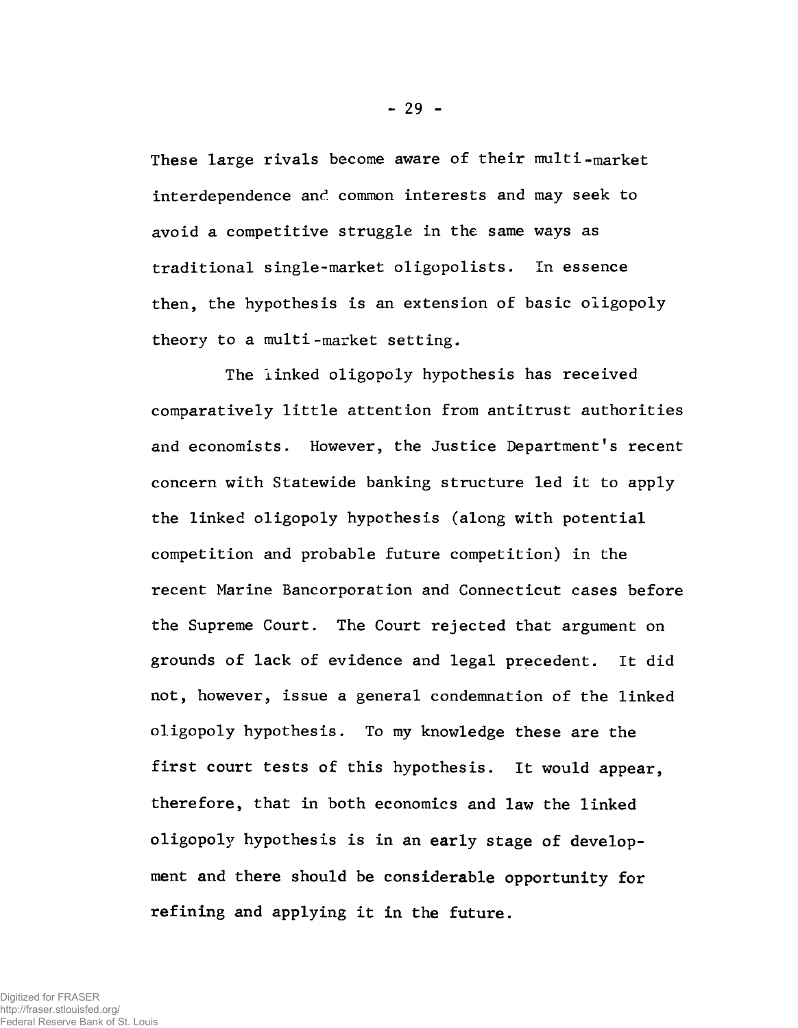These large rivals become aware of their multi-market interdependence and common interests and may seek to avoid a competitive struggle in the same ways as traditional single-market oligopolists. In essence then, the hypothesis is an extension of basic oligopoly theory to a multi-market setting.

The linked oligopoly hypothesis has received comparatively little attention from antitrust authorities and economists. However, the Justice Department's recent concern with Statewide banking structure led it to apply the linked oligopoly hypothesis (along with potential competition and probable future competition) in the recent Marine Bancorporation and Connecticut cases before the Supreme Court. The Court rejected that argument on grounds of lack of evidence and legal precedent. It did not, however, issue a general condemnation of the linked oligopoly hypothesis. To my knowledge these are the first court tests of this hypothesis. It would appear, therefore, that in both economics and law the linked oligopoly hypothesis is in an early stage of development and there should be considerable opportunity for refining and applying it in the future.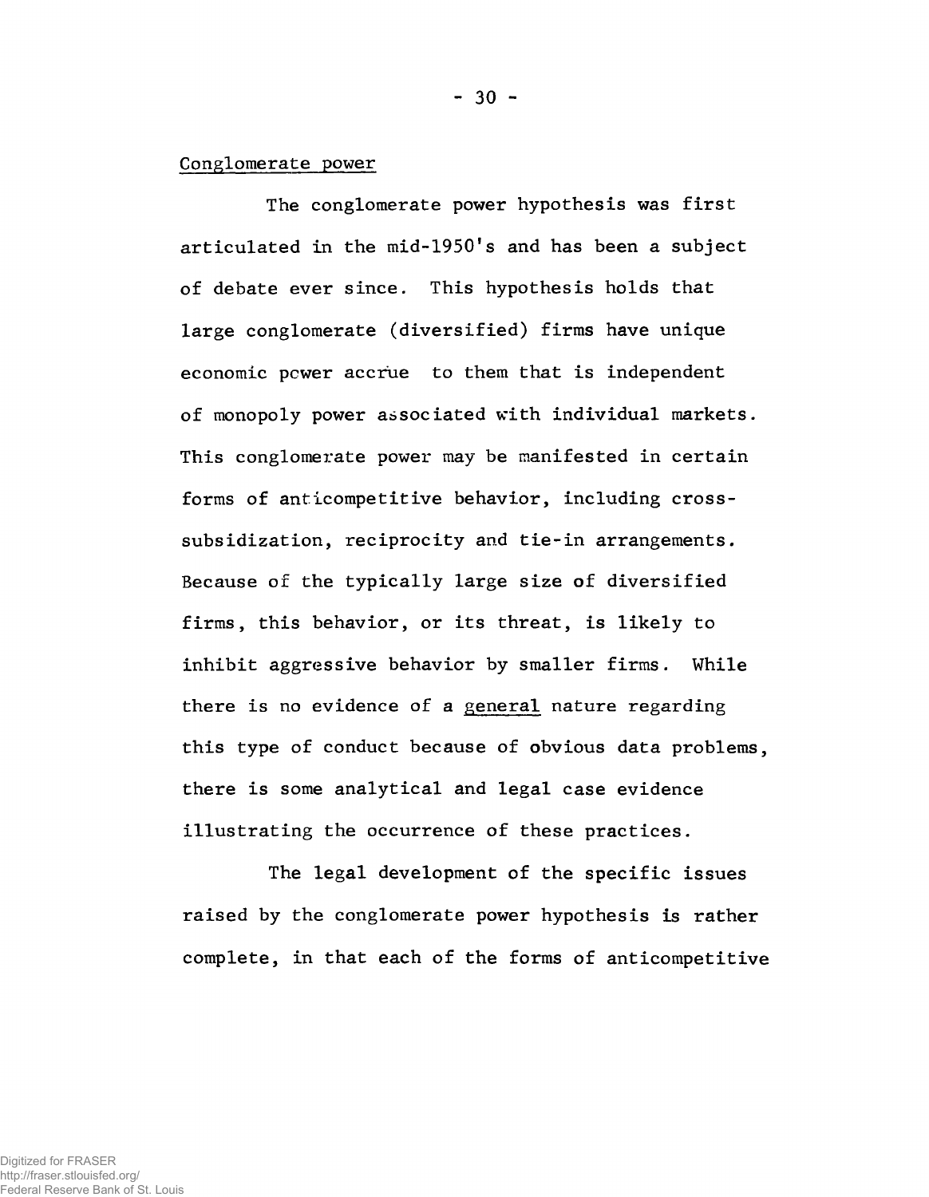Conglomerate power

The conglomerate power hypothesis was first articulated in the mid-1950's and has been a subject of debate ever since. This hypothesis holds that large conglomerate (diversified) firms have unique economic power accrue to them that is independent of monopoly power associated with individual markets. This conglomerate power may be manifested in certain forms of anticompetitive behavior, including cross-subsidization, reciprocity and tie-in arrangements. Because of the typically large size of diversified firms, this behavior, or its threat, is likely to inhibit aggressive behavior by smaller firms. While there is no evidence of a general nature regarding this type of conduct because of obvious data problems, there is some analytical and legal case evidence illustrating the occurrence of these practices.

The legal development of the specific issues raised by the conglomerate power hypothesis is rather complete, in that each of the forms of anticompetitive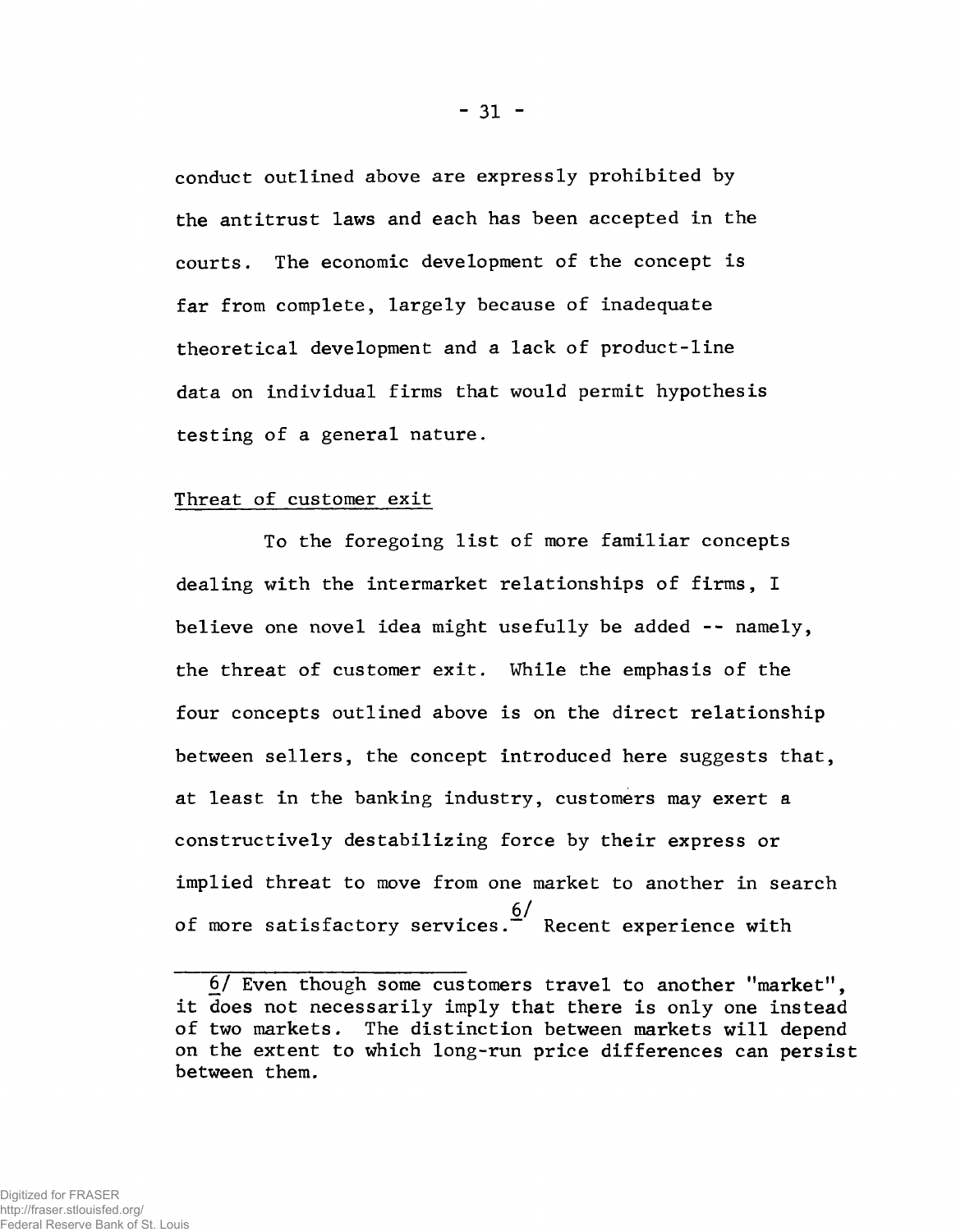conduct outlined above are expressly prohibited by the antitrust laws and each has been accepted in the courts. The economic development of the concept is far from complete, largely because of inadequate theoretical development and a lack of product-line data on individual firms that would permit hypothesis testing of a general nature.

Threat of customer exit

To the foregoing list of more familiar concepts dealing with the intermarket relationships of firms, I believe one novel idea might usefully be added -- namely, the threat of customer exit. While the emphasis of the four concepts outlined above is on the direct relationship between sellers, the concept introduced here suggests that, at least in the banking industry, customers may exert a constructively destabilizing force by their express or implied threat to move from one market to another in search of more satisfactory services.[6/] Recent experience with

---

6/ Even though some customers travel to another "market", it does not necessarily imply that there is only one instead of two markets. The distinction between markets will depend on the extent to which long-run price differences can persist between them.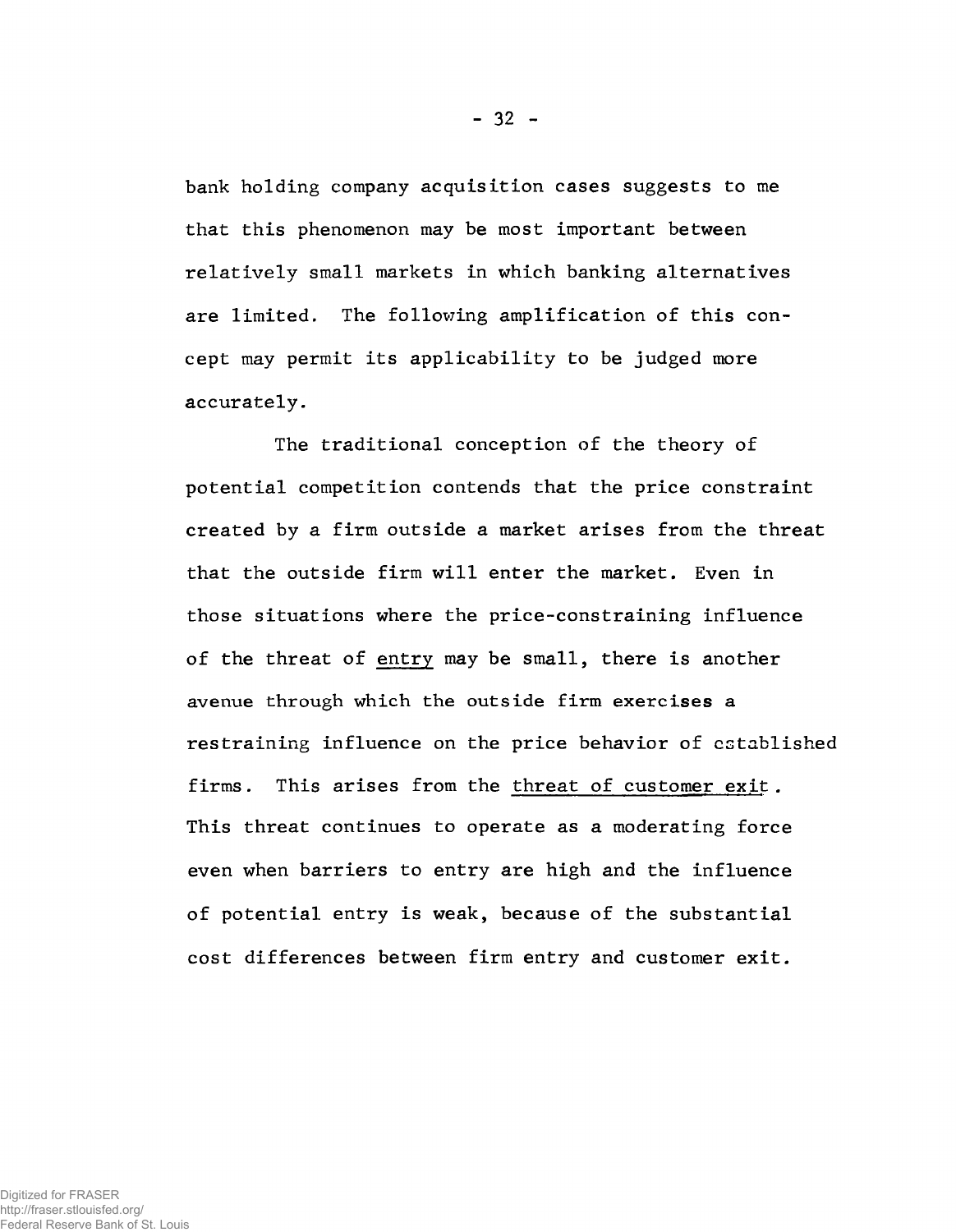bank holding company acquisition cases suggests to me that this phenomenon may be most important between relatively small markets in which banking alternatives are limited. The following amplification of this concept may permit its applicability to be judged more accurately.

The traditional conception of the theory of potential competition contends that the price constraint created by a firm outside a market arises from the threat that the outside firm will enter the market. Even in those situations where the price-constraining influence of the threat of <u>entry</u> may be small, there is another avenue through which the outside firm exercises a restraining influence on the price behavior of established firms. This arises from the <u>threat of customer exit</u>. This threat continues to operate as a moderating force even when barriers to entry are high and the influence of potential entry is weak, because of the substantial cost differences between firm entry and customer exit.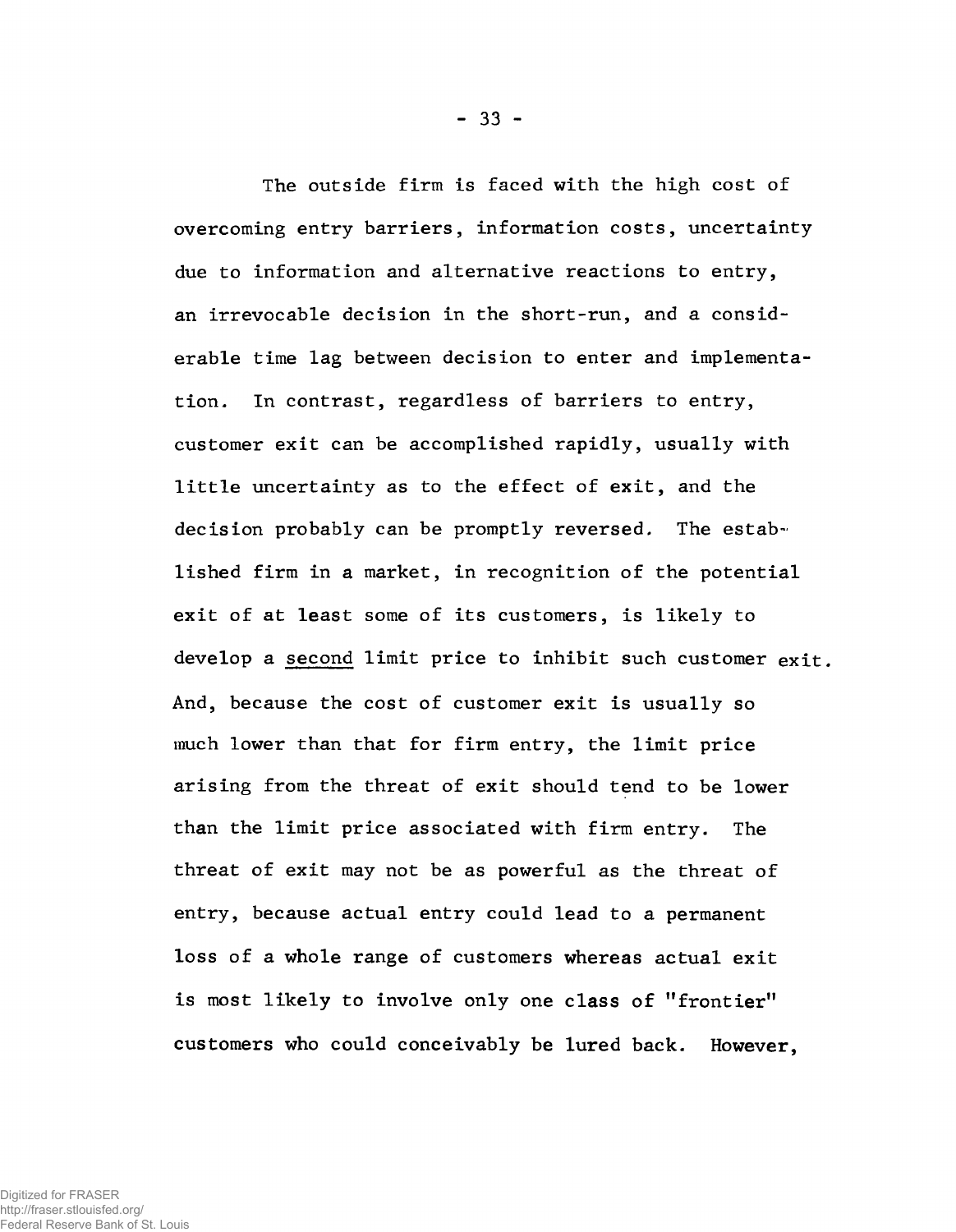The outside firm is faced with the high cost of overcoming entry barriers, information costs, uncertainty due to information and alternative reactions to entry, an irrevocable decision in the short-run, and a considerable time lag between decision to enter and implementation. In contrast, regardless of barriers to entry, customer exit can be accomplished rapidly, usually with little uncertainty as to the effect of exit, and the decision probably can be promptly reversed. The established firm in a market, in recognition of the potential exit of at least some of its customers, is likely to develop a <u>second</u> limit price to inhibit such customer exit. And, because the cost of customer exit is usually so much lower than that for firm entry, the limit price arising from the threat of exit should tend to be lower than the limit price associated with firm entry. The threat of exit may not be as powerful as the threat of entry, because actual entry could lead to a permanent loss of a whole range of customers whereas actual exit is most likely to involve only one class of "frontier" customers who could conceivably be lured back. However,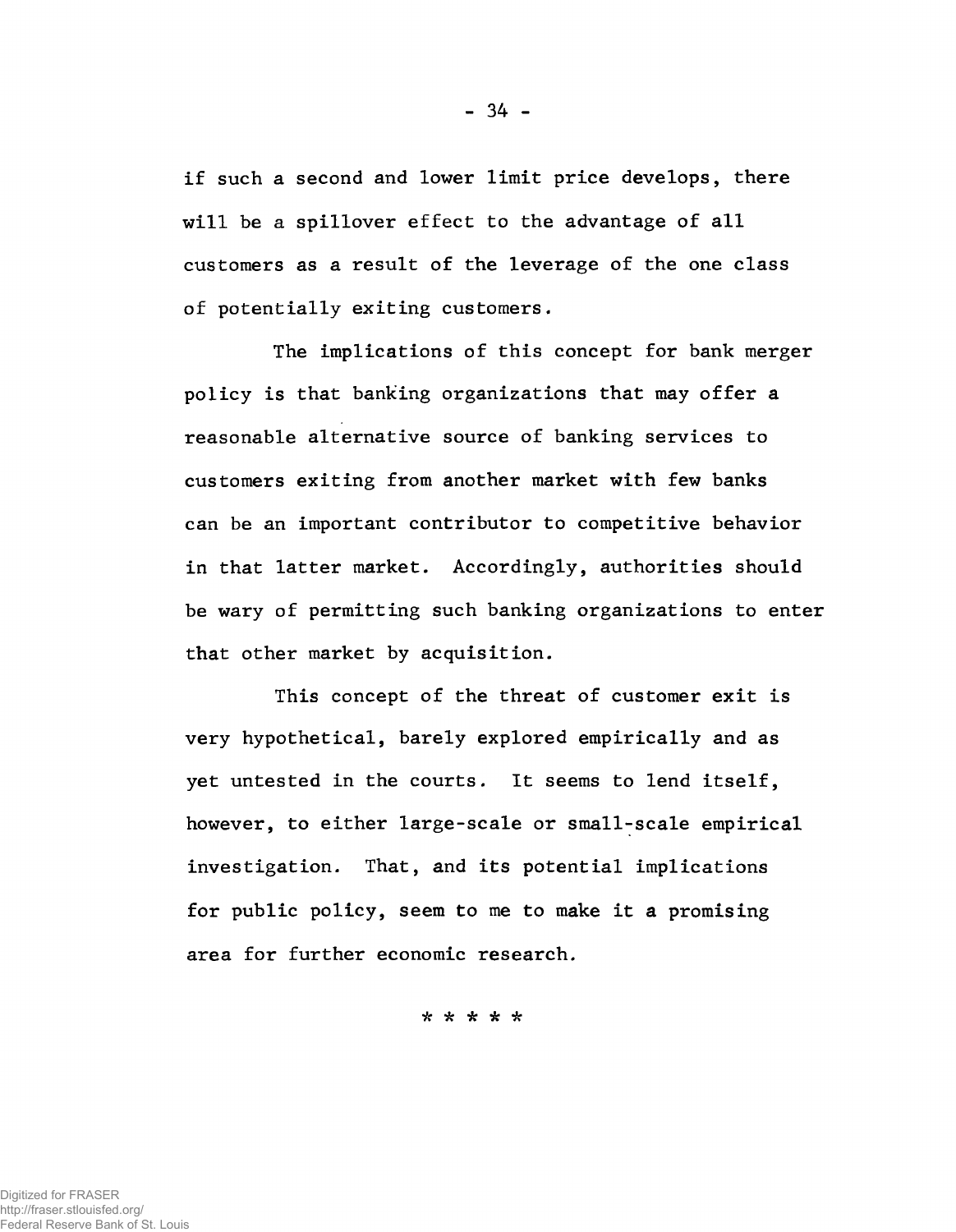if such a second and lower limit price develops, there will be a spillover effect to the advantage of all customers as a result of the leverage of the one class of potentially exiting customers.

The implications of this concept for bank merger policy is that banking organizations that may offer a reasonable alternative source of banking services to customers exiting from another market with few banks can be an important contributor to competitive behavior in that latter market. Accordingly, authorities should be wary of permitting such banking organizations to enter that other market by acquisition.

This concept of the threat of customer exit is very hypothetical, barely explored empirically and as yet untested in the courts. It seems to lend itself, however, to either large-scale or small-scale empirical investigation. That, and its potential implications for public policy, seem to me to make it a promising area for further economic research.

* * * * *